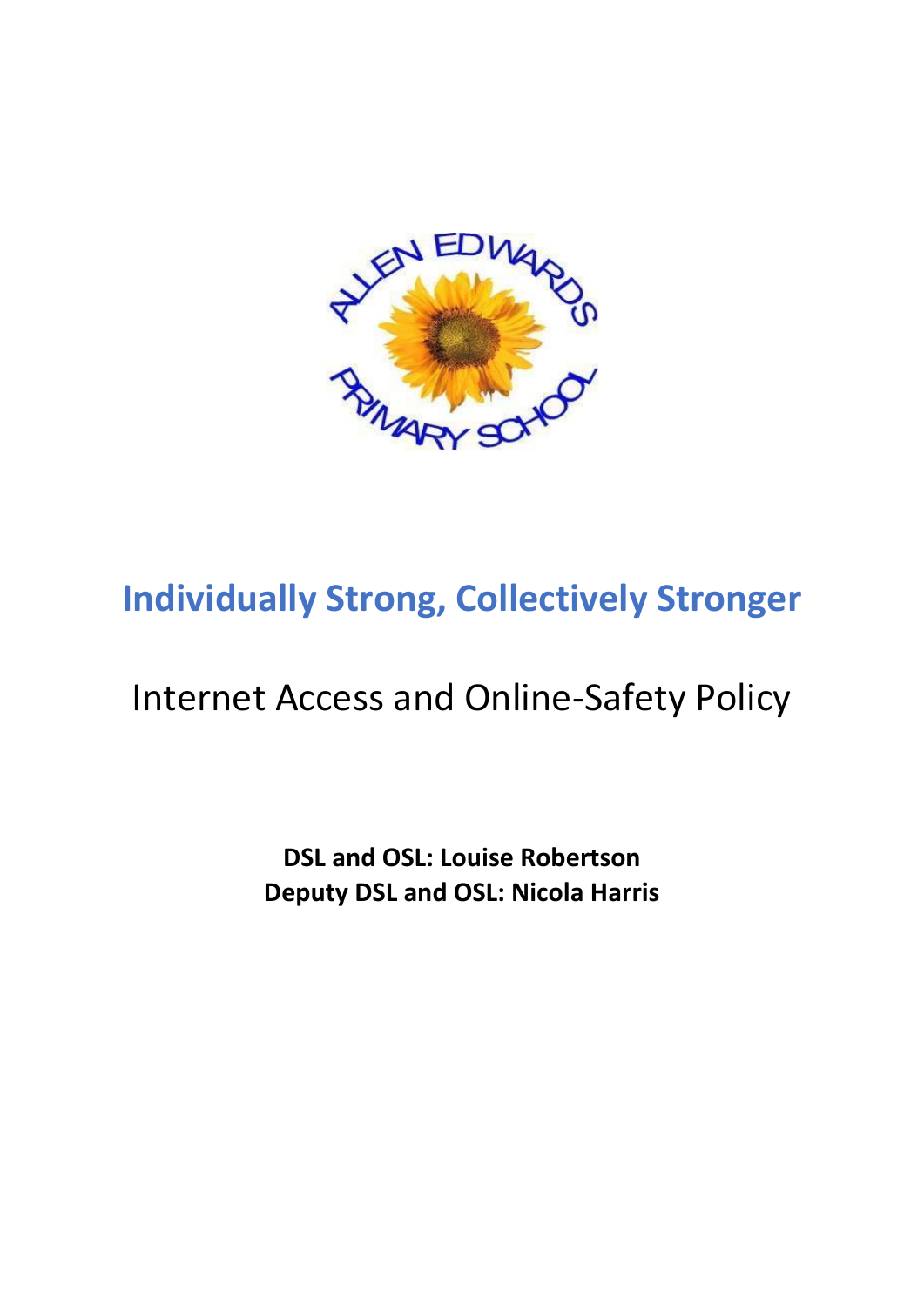# Individually Strong, Collectively Stronger

## Internet Access and Online-Safety Policy

**DSL and OSL: Louise Robertson**
**Deputy DSL and OSL: Nicola Harris**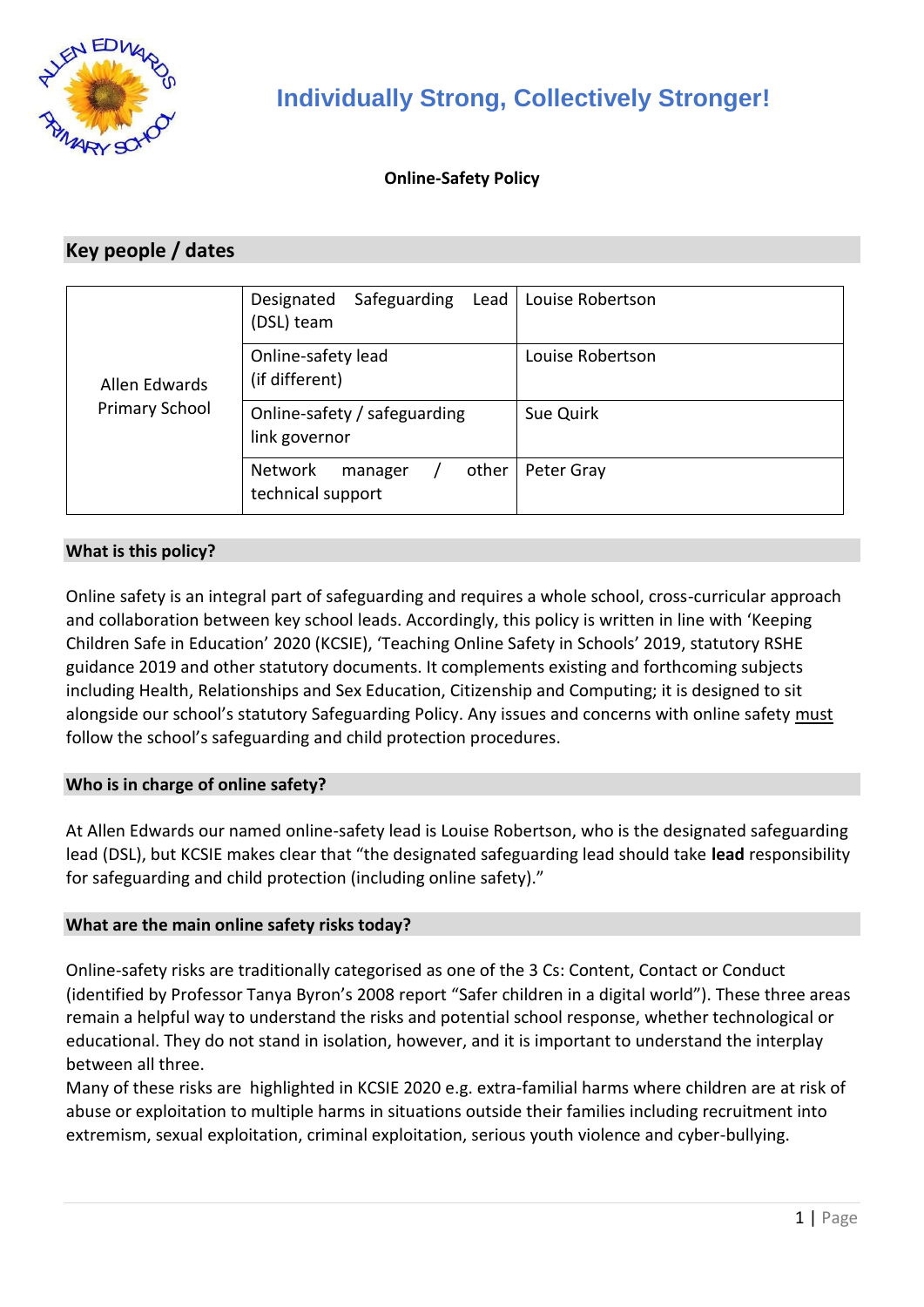# Individually Strong, Collectively Stronger!

**Online-Safety Policy**

## Key people / dates

| | | |
|---|---|---|
| Allen Edwards Primary School | Designated Safeguarding Lead (DSL) team | Louise Robertson |
| | Online-safety lead (if different) | Louise Robertson |
| | Online-safety / safeguarding link governor | Sue Quirk |
| | Network manager / other technical support | Peter Gray |

### What is this policy?

Online safety is an integral part of safeguarding and requires a whole school, cross-curricular approach and collaboration between key school leads. Accordingly, this policy is written in line with 'Keeping Children Safe in Education' 2020 (KCSIE), 'Teaching Online Safety in Schools' 2019, statutory RSHE guidance 2019 and other statutory documents. It complements existing and forthcoming subjects including Health, Relationships and Sex Education, Citizenship and Computing; it is designed to sit alongside our school's statutory Safeguarding Policy. Any issues and concerns with online safety must follow the school's safeguarding and child protection procedures.

### Who is in charge of online safety?

At Allen Edwards our named online-safety lead is Louise Robertson, who is the designated safeguarding lead (DSL), but KCSIE makes clear that "the designated safeguarding lead should take **lead** responsibility for safeguarding and child protection (including online safety)."

### What are the main online safety risks today?

Online-safety risks are traditionally categorised as one of the 3 Cs: Content, Contact or Conduct (identified by Professor Tanya Byron's 2008 report "Safer children in a digital world"). These three areas remain a helpful way to understand the risks and potential school response, whether technological or educational. They do not stand in isolation, however, and it is important to understand the interplay between all three.
Many of these risks are highlighted in KCSIE 2020 e.g. extra-familial harms where children are at risk of abuse or exploitation to multiple harms in situations outside their families including recruitment into extremism, sexual exploitation, criminal exploitation, serious youth violence and cyber-bullying.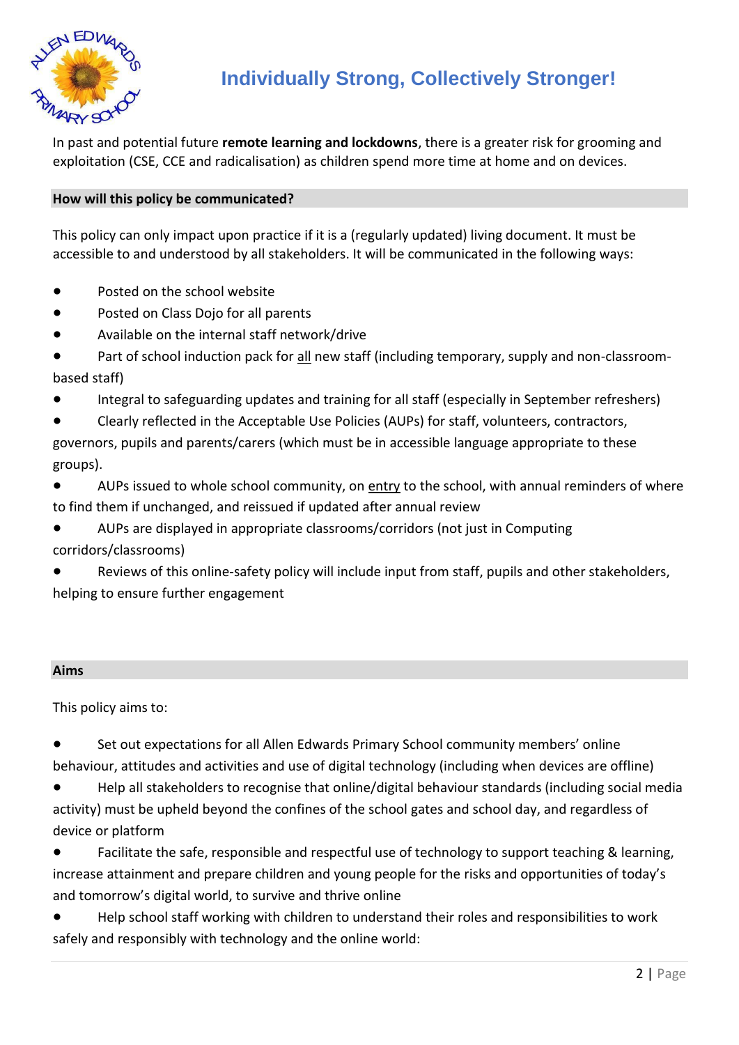In past and potential future **remote learning and lockdowns**, there is a greater risk for grooming and exploitation (CSE, CCE and radicalisation) as children spend more time at home and on devices.

## How will this policy be communicated?

This policy can only impact upon practice if it is a (regularly updated) living document. It must be accessible to and understood by all stakeholders. It will be communicated in the following ways:

- Posted on the school website
- Posted on Class Dojo for all parents
- Available on the internal staff network/drive
- Part of school induction pack for <u>all</u> new staff (including temporary, supply and non-classroom-based staff)
- Integral to safeguarding updates and training for all staff (especially in September refreshers)
- Clearly reflected in the Acceptable Use Policies (AUPs) for staff, volunteers, contractors, governors, pupils and parents/carers (which must be in accessible language appropriate to these groups).
- AUPs issued to whole school community, on <u>entry</u> to the school, with annual reminders of where to find them if unchanged, and reissued if updated after annual review
- AUPs are displayed in appropriate classrooms/corridors (not just in Computing corridors/classrooms)
- Reviews of this online-safety policy will include input from staff, pupils and other stakeholders, helping to ensure further engagement

## Aims

This policy aims to:

- Set out expectations for all Allen Edwards Primary School community members' online behaviour, attitudes and activities and use of digital technology (including when devices are offline)
- Help all stakeholders to recognise that online/digital behaviour standards (including social media activity) must be upheld beyond the confines of the school gates and school day, and regardless of device or platform
- Facilitate the safe, responsible and respectful use of technology to support teaching & learning, increase attainment and prepare children and young people for the risks and opportunities of today's and tomorrow's digital world, to survive and thrive online
- Help school staff working with children to understand their roles and responsibilities to work safely and responsibly with technology and the online world: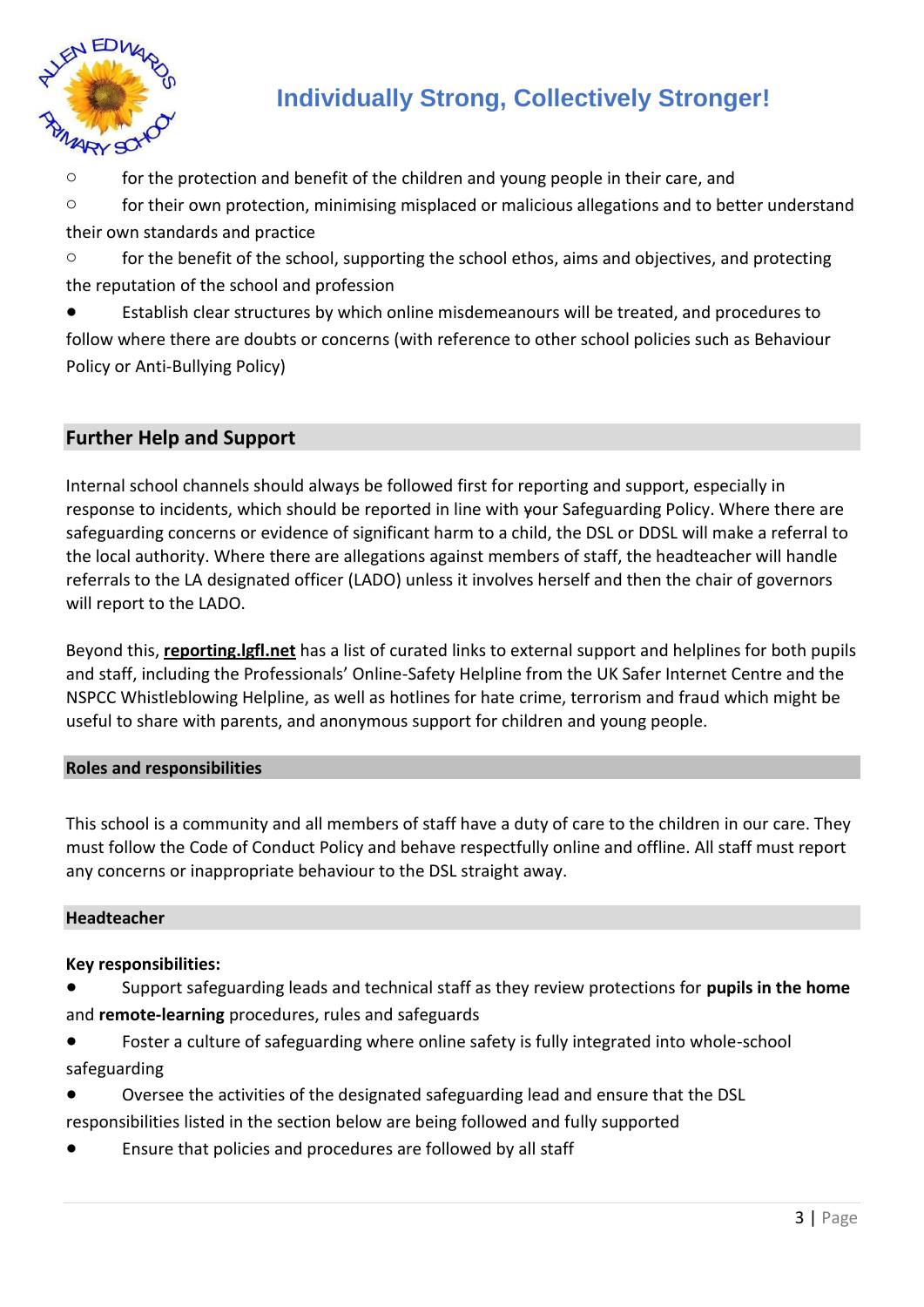- for the protection and benefit of the children and young people in their care, and
- for their own protection, minimising misplaced or malicious allegations and to better understand their own standards and practice
- for the benefit of the school, supporting the school ethos, aims and objectives, and protecting the reputation of the school and profession

- Establish clear structures by which online misdemeanours will be treated, and procedures to follow where there are doubts or concerns (with reference to other school policies such as Behaviour Policy or Anti-Bullying Policy)

## Further Help and Support

Internal school channels should always be followed first for reporting and support, especially in response to incidents, which should be reported in line with your Safeguarding Policy. Where there are safeguarding concerns or evidence of significant harm to a child, the DSL or DDSL will make a referral to the local authority. Where there are allegations against members of staff, the headteacher will handle referrals to the LA designated officer (LADO) unless it involves herself and then the chair of governors will report to the LADO.

Beyond this, **reporting.lgfl.net** has a list of curated links to external support and helplines for both pupils and staff, including the Professionals' Online-Safety Helpline from the UK Safer Internet Centre and the NSPCC Whistleblowing Helpline, as well as hotlines for hate crime, terrorism and fraud which might be useful to share with parents, and anonymous support for children and young people.

### Roles and responsibilities

This school is a community and all members of staff have a duty of care to the children in our care. They must follow the Code of Conduct Policy and behave respectfully online and offline. All staff must report any concerns or inappropriate behaviour to the DSL straight away.

### Headteacher

**Key responsibilities:**

- Support safeguarding leads and technical staff as they review protections for **pupils in the home** and **remote-learning** procedures, rules and safeguards
- Foster a culture of safeguarding where online safety is fully integrated into whole-school safeguarding
- Oversee the activities of the designated safeguarding lead and ensure that the DSL responsibilities listed in the section below are being followed and fully supported
- Ensure that policies and procedures are followed by all staff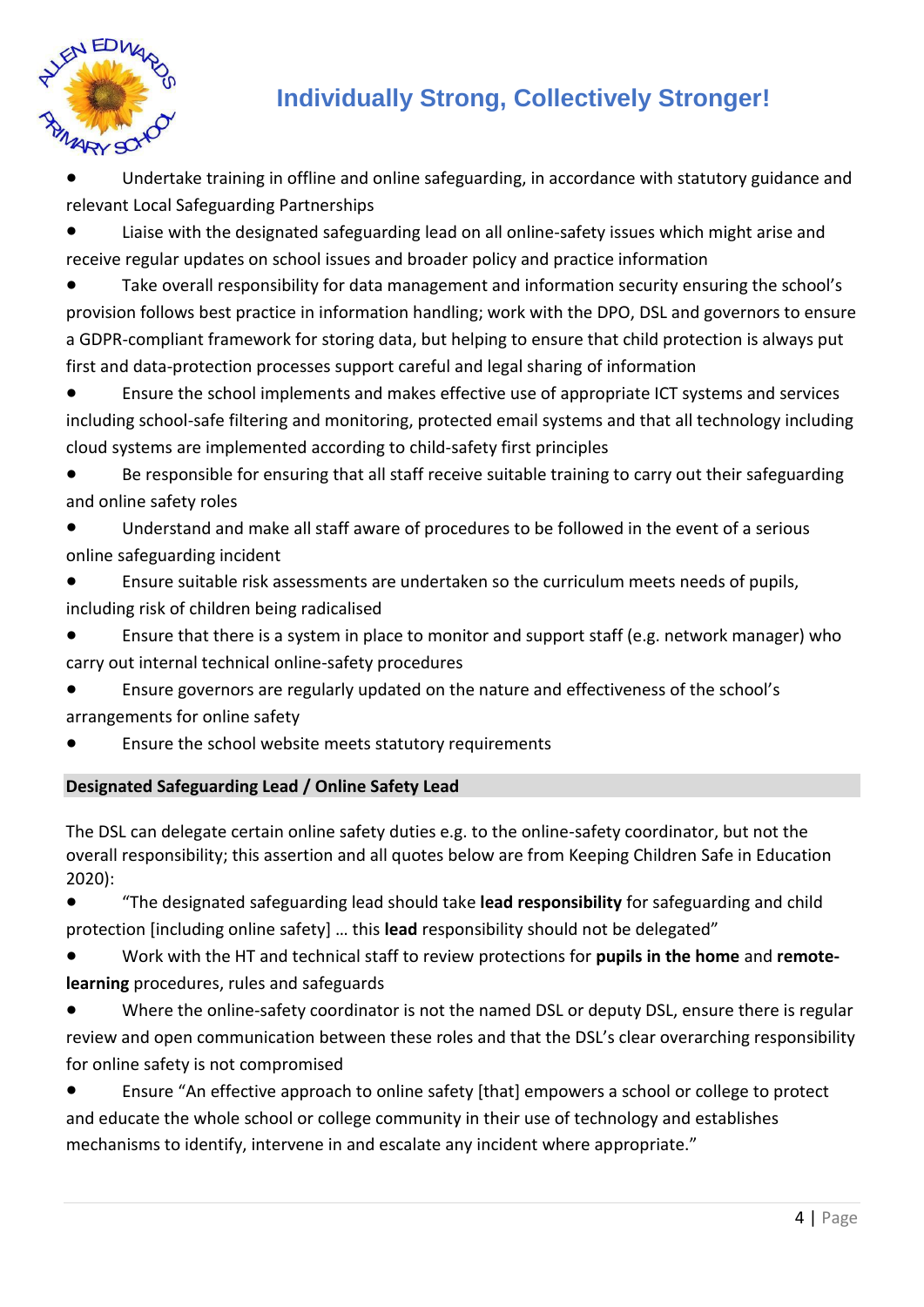- Undertake training in offline and online safeguarding, in accordance with statutory guidance and relevant Local Safeguarding Partnerships
- Liaise with the designated safeguarding lead on all online-safety issues which might arise and receive regular updates on school issues and broader policy and practice information
- Take overall responsibility for data management and information security ensuring the school's provision follows best practice in information handling; work with the DPO, DSL and governors to ensure a GDPR-compliant framework for storing data, but helping to ensure that child protection is always put first and data-protection processes support careful and legal sharing of information
- Ensure the school implements and makes effective use of appropriate ICT systems and services including school-safe filtering and monitoring, protected email systems and that all technology including cloud systems are implemented according to child-safety first principles
- Be responsible for ensuring that all staff receive suitable training to carry out their safeguarding and online safety roles
- Understand and make all staff aware of procedures to be followed in the event of a serious online safeguarding incident
- Ensure suitable risk assessments are undertaken so the curriculum meets needs of pupils, including risk of children being radicalised
- Ensure that there is a system in place to monitor and support staff (e.g. network manager) who carry out internal technical online-safety procedures
- Ensure governors are regularly updated on the nature and effectiveness of the school's arrangements for online safety
- Ensure the school website meets statutory requirements

**Designated Safeguarding Lead / Online Safety Lead**

The DSL can delegate certain online safety duties e.g. to the online-safety coordinator, but not the overall responsibility; this assertion and all quotes below are from Keeping Children Safe in Education 2020):

- "The designated safeguarding lead should take **lead responsibility** for safeguarding and child protection [including online safety] … this **lead** responsibility should not be delegated"
- Work with the HT and technical staff to review protections for **pupils in the home** and **remote-learning** procedures, rules and safeguards
- Where the online-safety coordinator is not the named DSL or deputy DSL, ensure there is regular review and open communication between these roles and that the DSL's clear overarching responsibility for online safety is not compromised
- Ensure "An effective approach to online safety [that] empowers a school or college to protect and educate the whole school or college community in their use of technology and establishes mechanisms to identify, intervene in and escalate any incident where appropriate."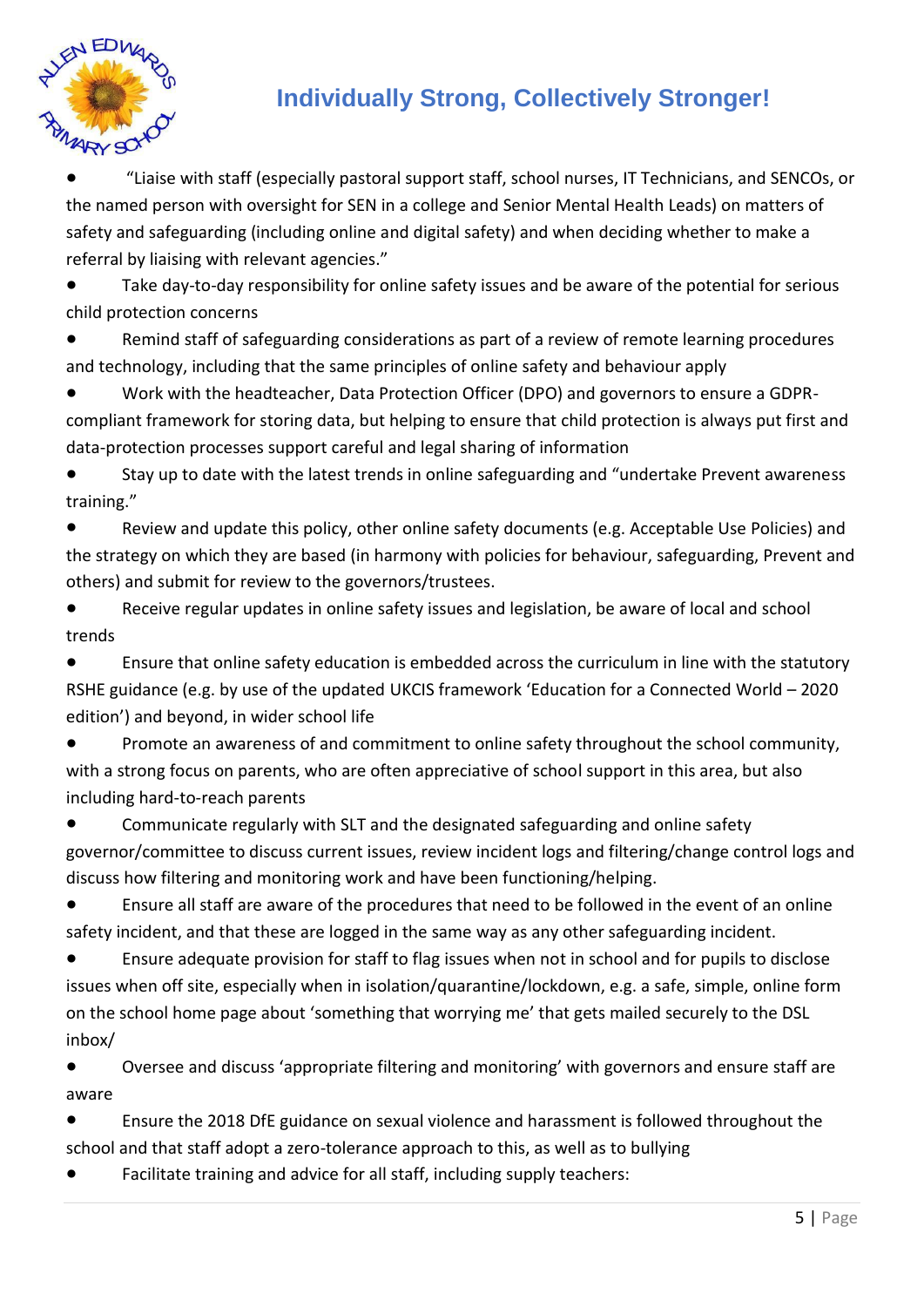- "Liaise with staff (especially pastoral support staff, school nurses, IT Technicians, and SENCOs, or the named person with oversight for SEN in a college and Senior Mental Health Leads) on matters of safety and safeguarding (including online and digital safety) and when deciding whether to make a referral by liaising with relevant agencies."
- Take day-to-day responsibility for online safety issues and be aware of the potential for serious child protection concerns
- Remind staff of safeguarding considerations as part of a review of remote learning procedures and technology, including that the same principles of online safety and behaviour apply
- Work with the headteacher, Data Protection Officer (DPO) and governors to ensure a GDPR-compliant framework for storing data, but helping to ensure that child protection is always put first and data-protection processes support careful and legal sharing of information
- Stay up to date with the latest trends in online safeguarding and "undertake Prevent awareness training."
- Review and update this policy, other online safety documents (e.g. Acceptable Use Policies) and the strategy on which they are based (in harmony with policies for behaviour, safeguarding, Prevent and others) and submit for review to the governors/trustees.
- Receive regular updates in online safety issues and legislation, be aware of local and school trends
- Ensure that online safety education is embedded across the curriculum in line with the statutory RSHE guidance (e.g. by use of the updated UKCIS framework 'Education for a Connected World – 2020 edition') and beyond, in wider school life
- Promote an awareness of and commitment to online safety throughout the school community, with a strong focus on parents, who are often appreciative of school support in this area, but also including hard-to-reach parents
- Communicate regularly with SLT and the designated safeguarding and online safety governor/committee to discuss current issues, review incident logs and filtering/change control logs and discuss how filtering and monitoring work and have been functioning/helping.
- Ensure all staff are aware of the procedures that need to be followed in the event of an online safety incident, and that these are logged in the same way as any other safeguarding incident.
- Ensure adequate provision for staff to flag issues when not in school and for pupils to disclose issues when off site, especially when in isolation/quarantine/lockdown, e.g. a safe, simple, online form on the school home page about 'something that worrying me' that gets mailed securely to the DSL inbox/
- Oversee and discuss 'appropriate filtering and monitoring' with governors and ensure staff are aware
- Ensure the 2018 DfE guidance on sexual violence and harassment is followed throughout the school and that staff adopt a zero-tolerance approach to this, as well as to bullying
- Facilitate training and advice for all staff, including supply teachers: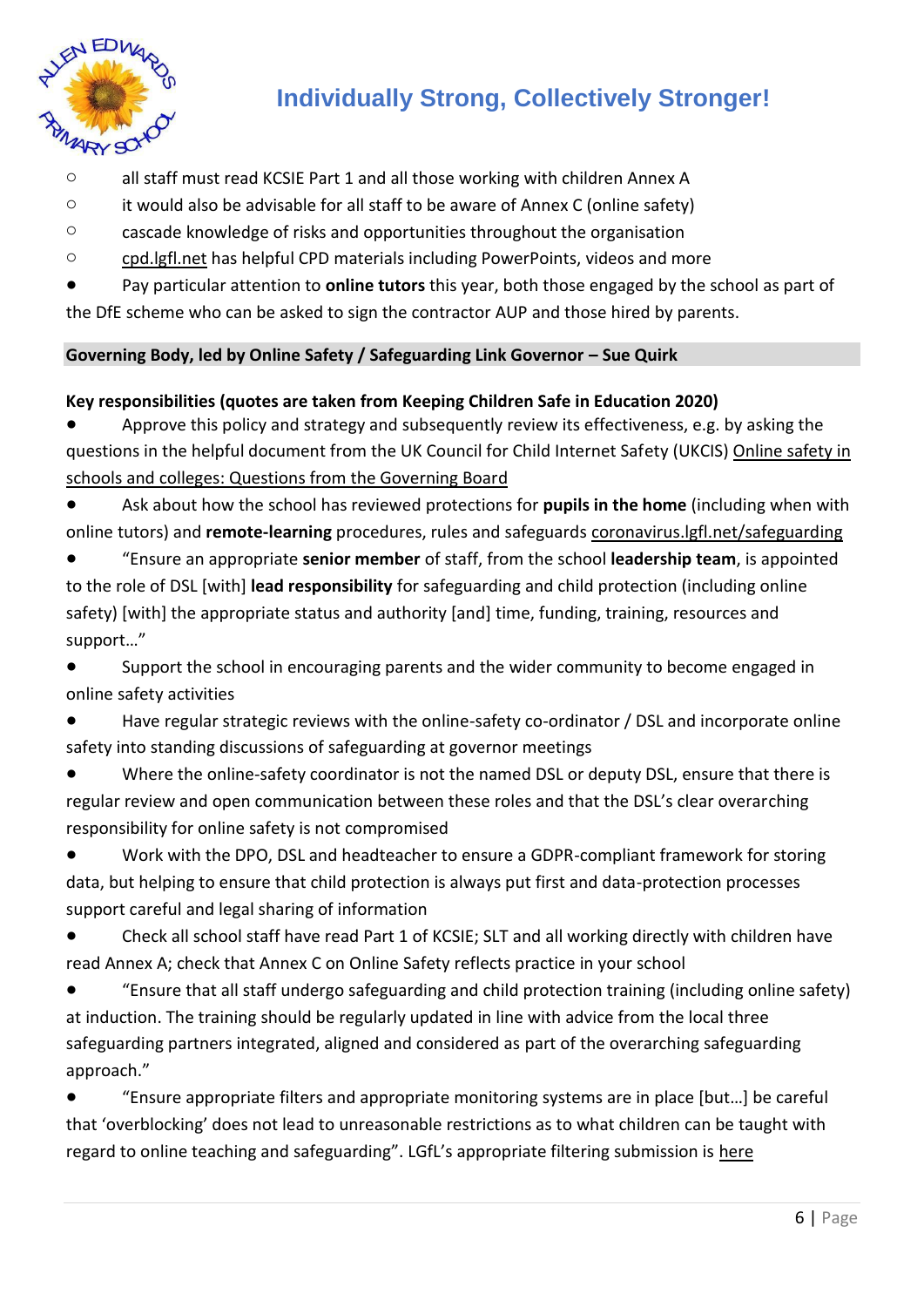- all staff must read KCSIE Part 1 and all those working with children Annex A
  - it would also be advisable for all staff to be aware of Annex C (online safety)
  - cascade knowledge of risks and opportunities throughout the organisation
  - cpd.lgfl.net has helpful CPD materials including PowerPoints, videos and more
- Pay particular attention to **online tutors** this year, both those engaged by the school as part of the DfE scheme who can be asked to sign the contractor AUP and those hired by parents.

**Governing Body, led by Online Safety / Safeguarding Link Governor – Sue Quirk**

**Key responsibilities (quotes are taken from Keeping Children Safe in Education 2020)**

- Approve this policy and strategy and subsequently review its effectiveness, e.g. by asking the questions in the helpful document from the UK Council for Child Internet Safety (UKCIS) Online safety in schools and colleges: Questions from the Governing Board
- Ask about how the school has reviewed protections for **pupils in the home** (including when with online tutors) and **remote-learning** procedures, rules and safeguards coronavirus.lgfl.net/safeguarding
- "Ensure an appropriate **senior member** of staff, from the school **leadership team**, is appointed to the role of DSL [with] **lead responsibility** for safeguarding and child protection (including online safety) [with] the appropriate status and authority [and] time, funding, training, resources and support…"
- Support the school in encouraging parents and the wider community to become engaged in online safety activities
- Have regular strategic reviews with the online-safety co-ordinator / DSL and incorporate online safety into standing discussions of safeguarding at governor meetings
- Where the online-safety coordinator is not the named DSL or deputy DSL, ensure that there is regular review and open communication between these roles and that the DSL's clear overarching responsibility for online safety is not compromised
- Work with the DPO, DSL and headteacher to ensure a GDPR-compliant framework for storing data, but helping to ensure that child protection is always put first and data-protection processes support careful and legal sharing of information
- Check all school staff have read Part 1 of KCSIE; SLT and all working directly with children have read Annex A; check that Annex C on Online Safety reflects practice in your school
- "Ensure that all staff undergo safeguarding and child protection training (including online safety) at induction. The training should be regularly updated in line with advice from the local three safeguarding partners integrated, aligned and considered as part of the overarching safeguarding approach."
- "Ensure appropriate filters and appropriate monitoring systems are in place [but…] be careful that 'overblocking' does not lead to unreasonable restrictions as to what children can be taught with regard to online teaching and safeguarding". LGfL's appropriate filtering submission is here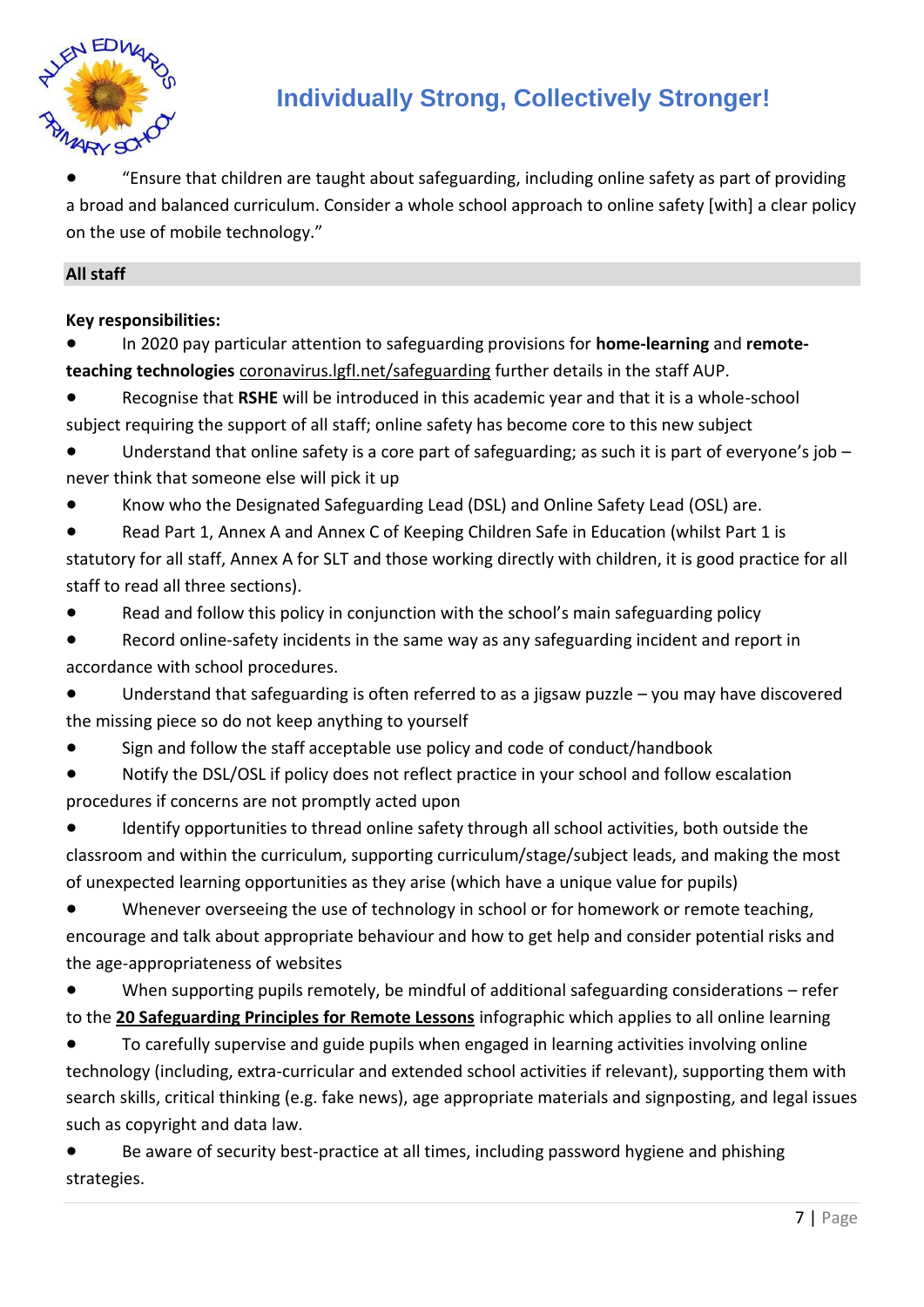- "Ensure that children are taught about safeguarding, including online safety as part of providing a broad and balanced curriculum. Consider a whole school approach to online safety [with] a clear policy on the use of mobile technology."

### All staff

**Key responsibilities:**

- In 2020 pay particular attention to safeguarding provisions for **home-learning** and **remote-teaching technologies** coronavirus.lgfl.net/safeguarding further details in the staff AUP.
- Recognise that **RSHE** will be introduced in this academic year and that it is a whole-school subject requiring the support of all staff; online safety has become core to this new subject
- Understand that online safety is a core part of safeguarding; as such it is part of everyone's job – never think that someone else will pick it up
- Know who the Designated Safeguarding Lead (DSL) and Online Safety Lead (OSL) are.
- Read Part 1, Annex A and Annex C of Keeping Children Safe in Education (whilst Part 1 is statutory for all staff, Annex A for SLT and those working directly with children, it is good practice for all staff to read all three sections).
- Read and follow this policy in conjunction with the school's main safeguarding policy
- Record online-safety incidents in the same way as any safeguarding incident and report in accordance with school procedures.
- Understand that safeguarding is often referred to as a jigsaw puzzle – you may have discovered the missing piece so do not keep anything to yourself
- Sign and follow the staff acceptable use policy and code of conduct/handbook
- Notify the DSL/OSL if policy does not reflect practice in your school and follow escalation procedures if concerns are not promptly acted upon
- Identify opportunities to thread online safety through all school activities, both outside the classroom and within the curriculum, supporting curriculum/stage/subject leads, and making the most of unexpected learning opportunities as they arise (which have a unique value for pupils)
- Whenever overseeing the use of technology in school or for homework or remote teaching, encourage and talk about appropriate behaviour and how to get help and consider potential risks and the age-appropriateness of websites
- When supporting pupils remotely, be mindful of additional safeguarding considerations – refer to the **20 Safeguarding Principles for Remote Lessons** infographic which applies to all online learning
- To carefully supervise and guide pupils when engaged in learning activities involving online technology (including, extra-curricular and extended school activities if relevant), supporting them with search skills, critical thinking (e.g. fake news), age appropriate materials and signposting, and legal issues such as copyright and data law.
- Be aware of security best-practice at all times, including password hygiene and phishing strategies.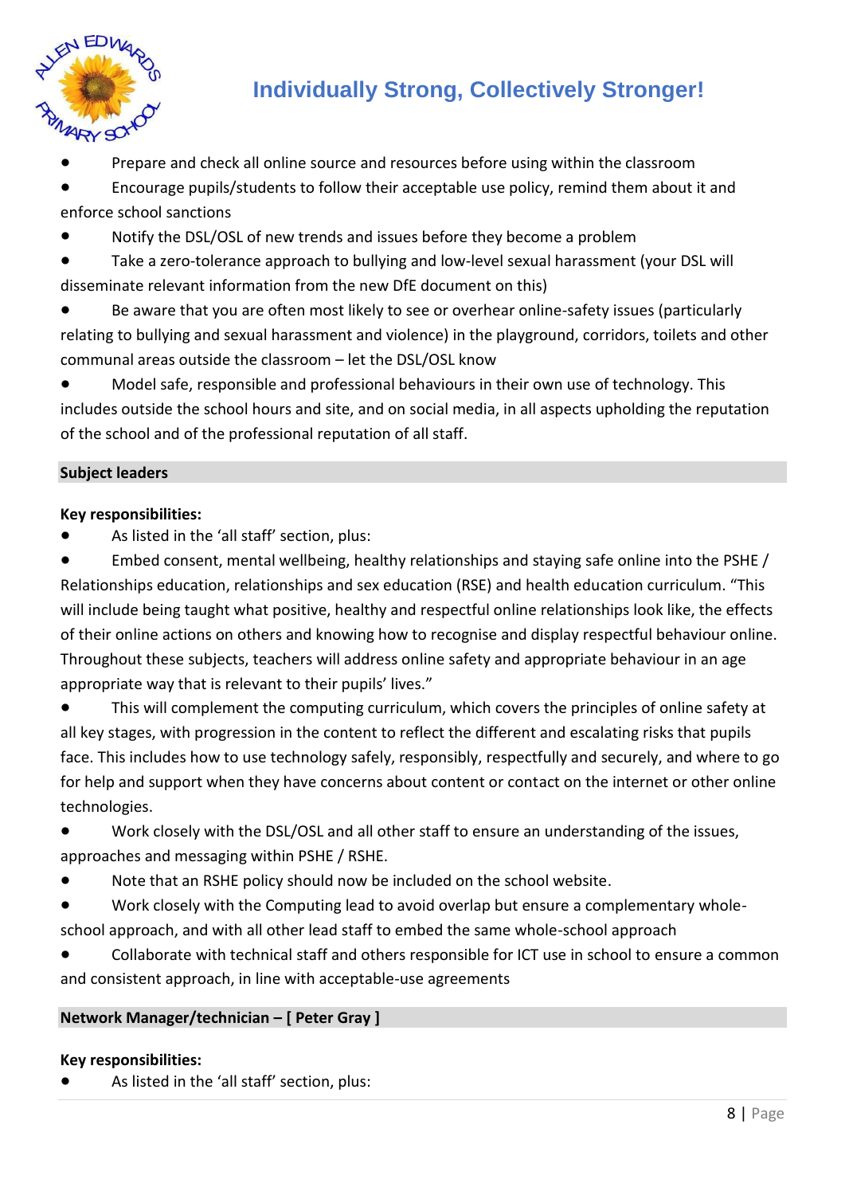- Prepare and check all online source and resources before using within the classroom
- Encourage pupils/students to follow their acceptable use policy, remind them about it and enforce school sanctions
- Notify the DSL/OSL of new trends and issues before they become a problem
- Take a zero-tolerance approach to bullying and low-level sexual harassment (your DSL will disseminate relevant information from the new DfE document on this)
- Be aware that you are often most likely to see or overhear online-safety issues (particularly relating to bullying and sexual harassment and violence) in the playground, corridors, toilets and other communal areas outside the classroom – let the DSL/OSL know
- Model safe, responsible and professional behaviours in their own use of technology. This includes outside the school hours and site, and on social media, in all aspects upholding the reputation of the school and of the professional reputation of all staff.

## Subject leaders

**Key responsibilities:**

- As listed in the 'all staff' section, plus:
- Embed consent, mental wellbeing, healthy relationships and staying safe online into the PSHE / Relationships education, relationships and sex education (RSE) and health education curriculum. "This will include being taught what positive, healthy and respectful online relationships look like, the effects of their online actions on others and knowing how to recognise and display respectful behaviour online. Throughout these subjects, teachers will address online safety and appropriate behaviour in an age appropriate way that is relevant to their pupils' lives."
- This will complement the computing curriculum, which covers the principles of online safety at all key stages, with progression in the content to reflect the different and escalating risks that pupils face. This includes how to use technology safely, responsibly, respectfully and securely, and where to go for help and support when they have concerns about content or contact on the internet or other online technologies.
- Work closely with the DSL/OSL and all other staff to ensure an understanding of the issues, approaches and messaging within PSHE / RSHE.
- Note that an RSHE policy should now be included on the school website.
- Work closely with the Computing lead to avoid overlap but ensure a complementary whole-school approach, and with all other lead staff to embed the same whole-school approach
- Collaborate with technical staff and others responsible for ICT use in school to ensure a common and consistent approach, in line with acceptable-use agreements

## Network Manager/technician – [ Peter Gray ]

**Key responsibilities:**

- As listed in the 'all staff' section, plus: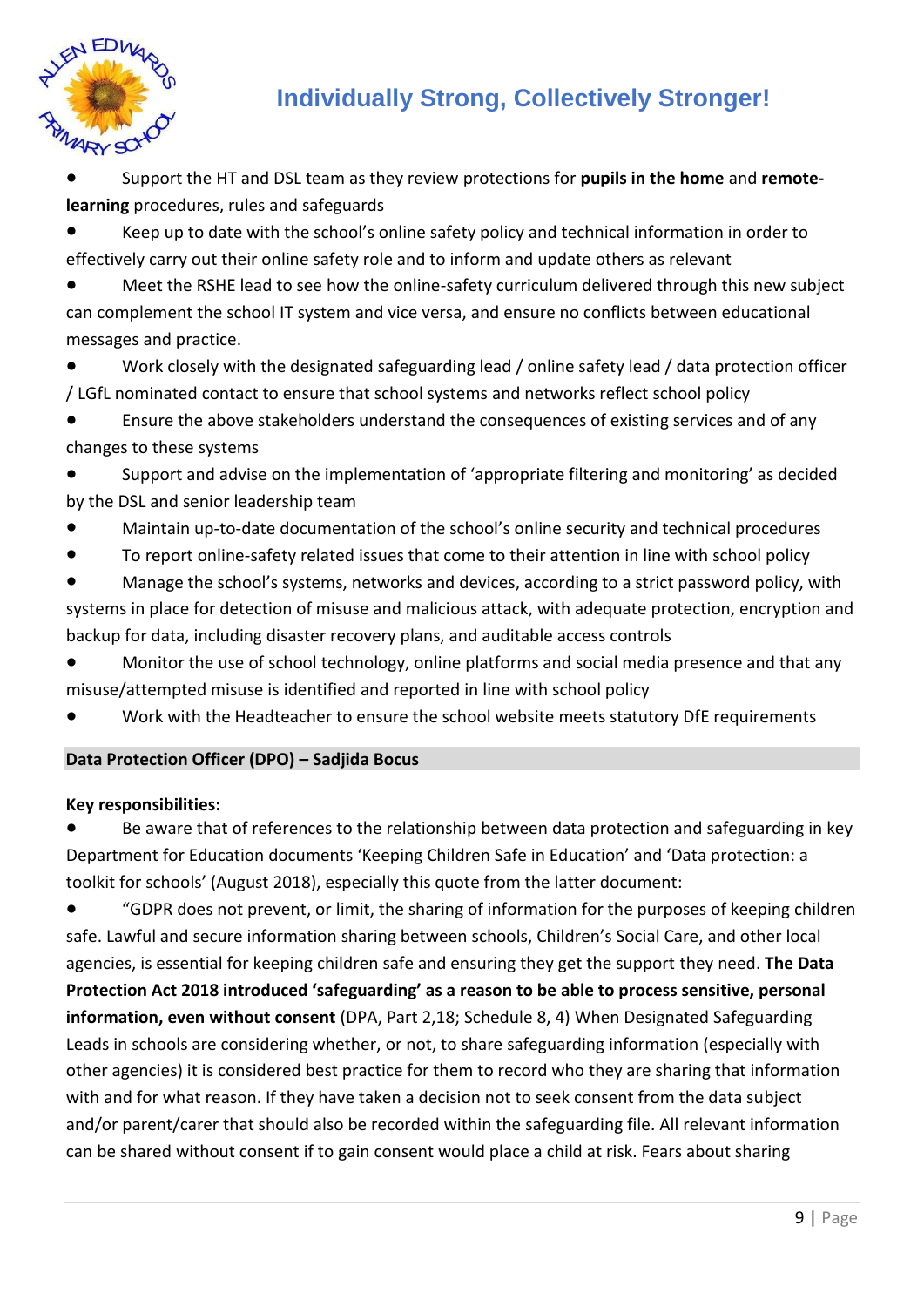- Support the HT and DSL team as they review protections for **pupils in the home** and **remote-learning** procedures, rules and safeguards
- Keep up to date with the school's online safety policy and technical information in order to effectively carry out their online safety role and to inform and update others as relevant
- Meet the RSHE lead to see how the online-safety curriculum delivered through this new subject can complement the school IT system and vice versa, and ensure no conflicts between educational messages and practice.
- Work closely with the designated safeguarding lead / online safety lead / data protection officer / LGfL nominated contact to ensure that school systems and networks reflect school policy
- Ensure the above stakeholders understand the consequences of existing services and of any changes to these systems
- Support and advise on the implementation of 'appropriate filtering and monitoring' as decided by the DSL and senior leadership team
- Maintain up-to-date documentation of the school's online security and technical procedures
- To report online-safety related issues that come to their attention in line with school policy
- Manage the school's systems, networks and devices, according to a strict password policy, with systems in place for detection of misuse and malicious attack, with adequate protection, encryption and backup for data, including disaster recovery plans, and auditable access controls
- Monitor the use of school technology, online platforms and social media presence and that any misuse/attempted misuse is identified and reported in line with school policy
- Work with the Headteacher to ensure the school website meets statutory DfE requirements

**Data Protection Officer (DPO) – Sadjida Bocus**

**Key responsibilities:**

- Be aware that of references to the relationship between data protection and safeguarding in key Department for Education documents 'Keeping Children Safe in Education' and 'Data protection: a toolkit for schools' (August 2018), especially this quote from the latter document:
- "GDPR does not prevent, or limit, the sharing of information for the purposes of keeping children safe. Lawful and secure information sharing between schools, Children's Social Care, and other local agencies, is essential for keeping children safe and ensuring they get the support they need. **The Data Protection Act 2018 introduced 'safeguarding' as a reason to be able to process sensitive, personal information, even without consent** (DPA, Part 2,18; Schedule 8, 4) When Designated Safeguarding Leads in schools are considering whether, or not, to share safeguarding information (especially with other agencies) it is considered best practice for them to record who they are sharing that information with and for what reason. If they have taken a decision not to seek consent from the data subject and/or parent/carer that should also be recorded within the safeguarding file. All relevant information can be shared without consent if to gain consent would place a child at risk. Fears about sharing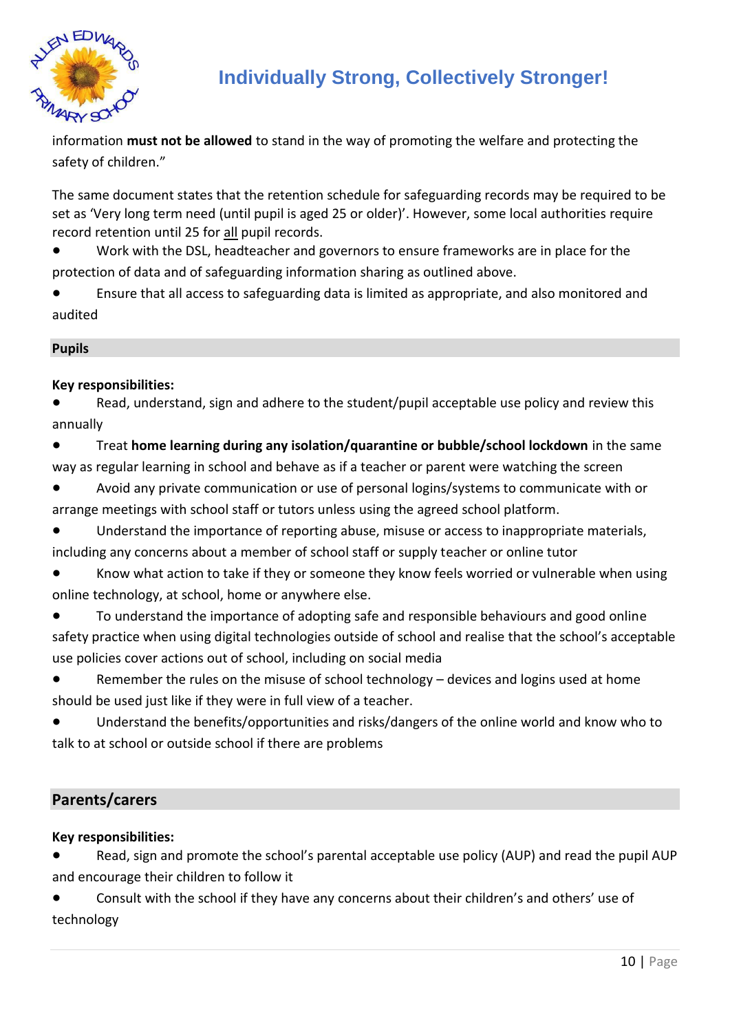information **must not be allowed** to stand in the way of promoting the welfare and protecting the safety of children."

The same document states that the retention schedule for safeguarding records may be required to be set as 'Very long term need (until pupil is aged 25 or older)'. However, some local authorities require record retention until 25 for all pupil records.

- Work with the DSL, headteacher and governors to ensure frameworks are in place for the protection of data and of safeguarding information sharing as outlined above.
- Ensure that all access to safeguarding data is limited as appropriate, and also monitored and audited

## Pupils

**Key responsibilities:**

- Read, understand, sign and adhere to the student/pupil acceptable use policy and review this annually
- Treat **home learning during any isolation/quarantine or bubble/school lockdown** in the same way as regular learning in school and behave as if a teacher or parent were watching the screen
- Avoid any private communication or use of personal logins/systems to communicate with or arrange meetings with school staff or tutors unless using the agreed school platform.
- Understand the importance of reporting abuse, misuse or access to inappropriate materials, including any concerns about a member of school staff or supply teacher or online tutor
- Know what action to take if they or someone they know feels worried or vulnerable when using online technology, at school, home or anywhere else.
- To understand the importance of adopting safe and responsible behaviours and good online safety practice when using digital technologies outside of school and realise that the school's acceptable use policies cover actions out of school, including on social media
- Remember the rules on the misuse of school technology – devices and logins used at home should be used just like if they were in full view of a teacher.
- Understand the benefits/opportunities and risks/dangers of the online world and know who to talk to at school or outside school if there are problems

## Parents/carers

**Key responsibilities:**

- Read, sign and promote the school's parental acceptable use policy (AUP) and read the pupil AUP and encourage their children to follow it
- Consult with the school if they have any concerns about their children's and others' use of technology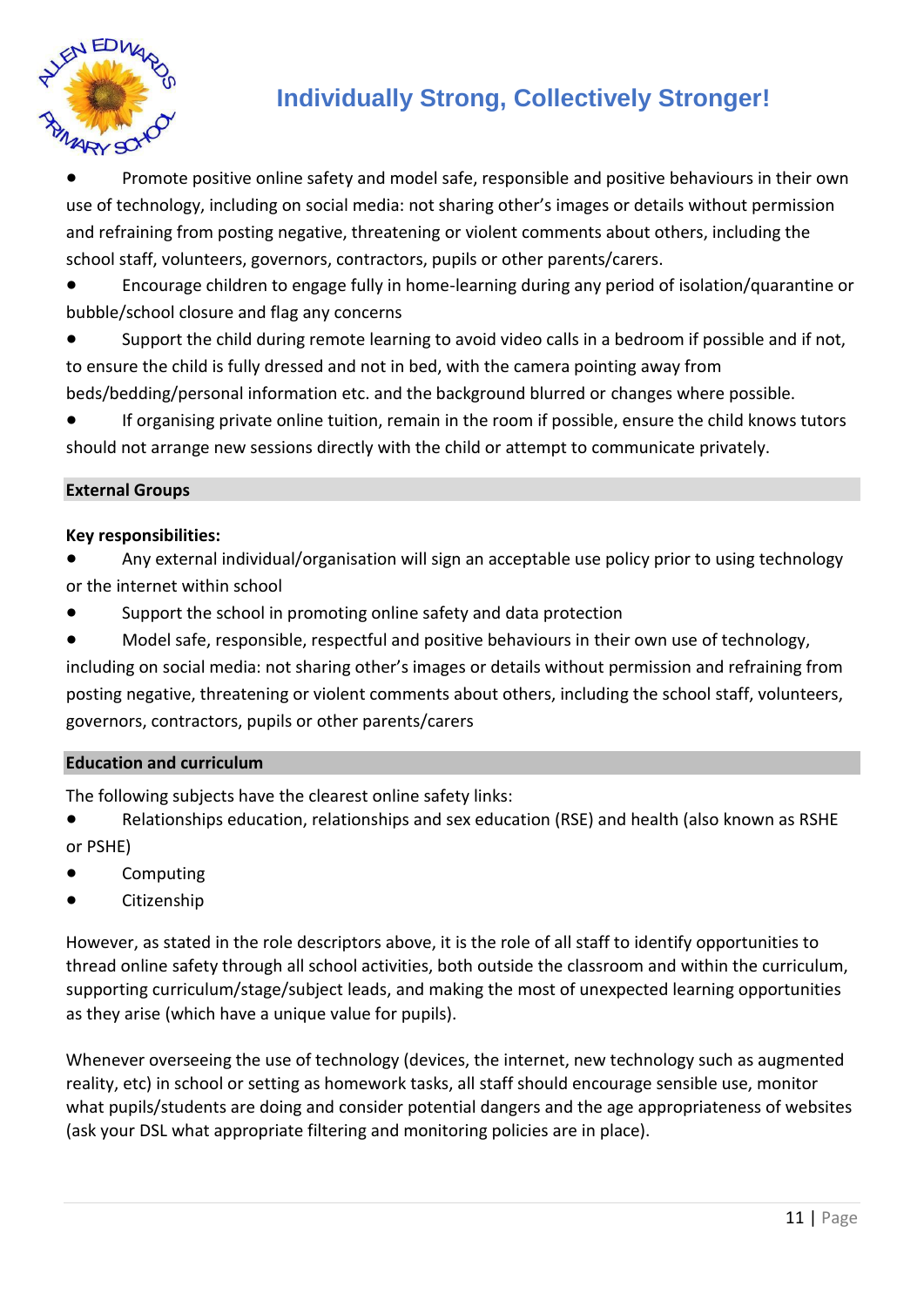- Promote positive online safety and model safe, responsible and positive behaviours in their own use of technology, including on social media: not sharing other's images or details without permission and refraining from posting negative, threatening or violent comments about others, including the school staff, volunteers, governors, contractors, pupils or other parents/carers.
- Encourage children to engage fully in home-learning during any period of isolation/quarantine or bubble/school closure and flag any concerns
- Support the child during remote learning to avoid video calls in a bedroom if possible and if not, to ensure the child is fully dressed and not in bed, with the camera pointing away from beds/bedding/personal information etc. and the background blurred or changes where possible.
- If organising private online tuition, remain in the room if possible, ensure the child knows tutors should not arrange new sessions directly with the child or attempt to communicate privately.

## External Groups

**Key responsibilities:**

- Any external individual/organisation will sign an acceptable use policy prior to using technology or the internet within school
- Support the school in promoting online safety and data protection
- Model safe, responsible, respectful and positive behaviours in their own use of technology, including on social media: not sharing other's images or details without permission and refraining from posting negative, threatening or violent comments about others, including the school staff, volunteers, governors, contractors, pupils or other parents/carers

## Education and curriculum

The following subjects have the clearest online safety links:

- Relationships education, relationships and sex education (RSE) and health (also known as RSHE or PSHE)
- Computing
- Citizenship

However, as stated in the role descriptors above, it is the role of all staff to identify opportunities to thread online safety through all school activities, both outside the classroom and within the curriculum, supporting curriculum/stage/subject leads, and making the most of unexpected learning opportunities as they arise (which have a unique value for pupils).

Whenever overseeing the use of technology (devices, the internet, new technology such as augmented reality, etc) in school or setting as homework tasks, all staff should encourage sensible use, monitor what pupils/students are doing and consider potential dangers and the age appropriateness of websites (ask your DSL what appropriate filtering and monitoring policies are in place).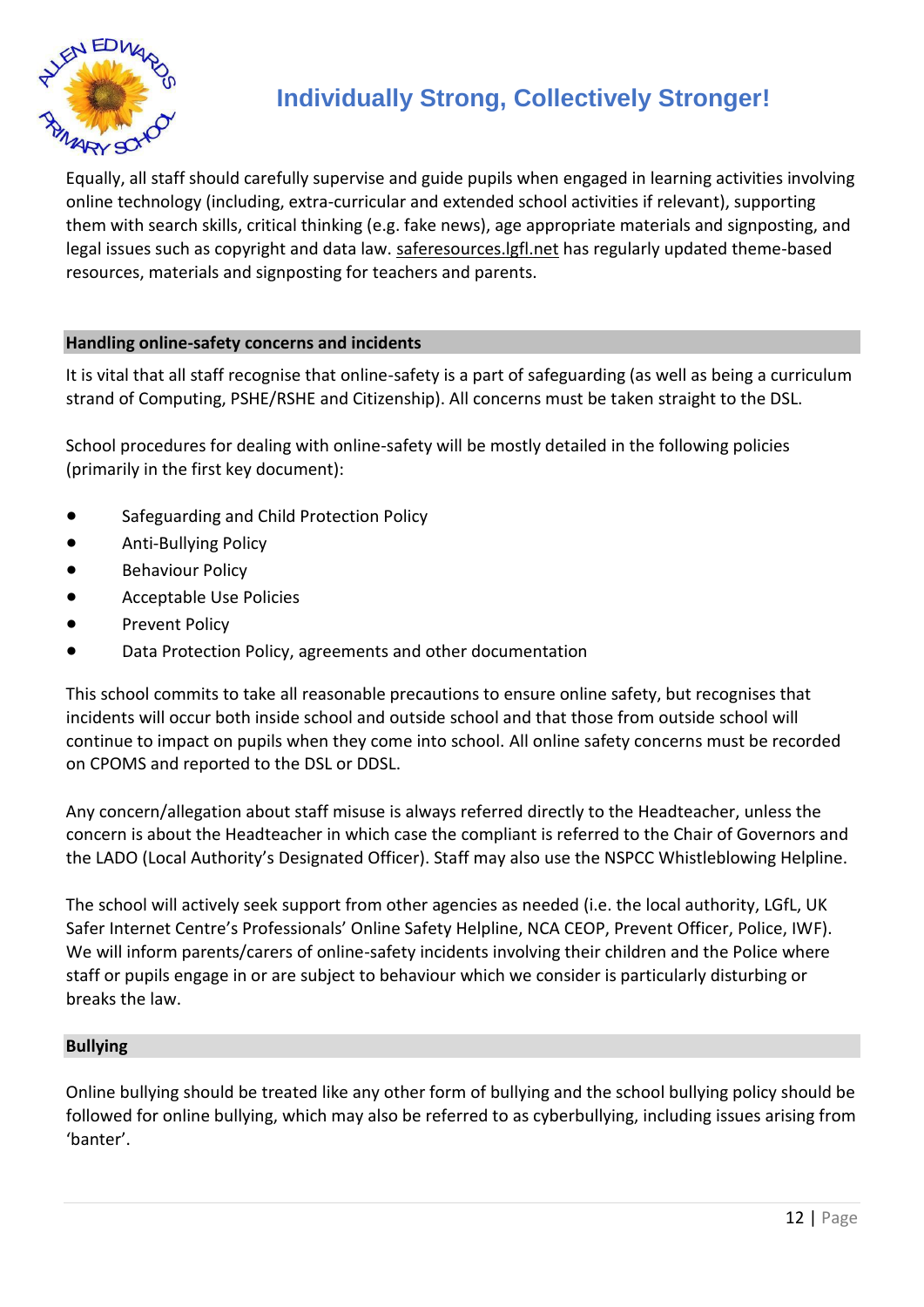Equally, all staff should carefully supervise and guide pupils when engaged in learning activities involving online technology (including, extra-curricular and extended school activities if relevant), supporting them with search skills, critical thinking (e.g. fake news), age appropriate materials and signposting, and legal issues such as copyright and data law. saferesources.lgfl.net has regularly updated theme-based resources, materials and signposting for teachers and parents.

## Handling online-safety concerns and incidents

It is vital that all staff recognise that online-safety is a part of safeguarding (as well as being a curriculum strand of Computing, PSHE/RSHE and Citizenship). All concerns must be taken straight to the DSL.

School procedures for dealing with online-safety will be mostly detailed in the following policies (primarily in the first key document):

- Safeguarding and Child Protection Policy
- Anti-Bullying Policy
- Behaviour Policy
- Acceptable Use Policies
- Prevent Policy
- Data Protection Policy, agreements and other documentation

This school commits to take all reasonable precautions to ensure online safety, but recognises that incidents will occur both inside school and outside school and that those from outside school will continue to impact on pupils when they come into school. All online safety concerns must be recorded on CPOMS and reported to the DSL or DDSL.

Any concern/allegation about staff misuse is always referred directly to the Headteacher, unless the concern is about the Headteacher in which case the compliant is referred to the Chair of Governors and the LADO (Local Authority's Designated Officer). Staff may also use the NSPCC Whistleblowing Helpline.

The school will actively seek support from other agencies as needed (i.e. the local authority, LGfL, UK Safer Internet Centre's Professionals' Online Safety Helpline, NCA CEOP, Prevent Officer, Police, IWF). We will inform parents/carers of online-safety incidents involving their children and the Police where staff or pupils engage in or are subject to behaviour which we consider is particularly disturbing or breaks the law.

## Bullying

Online bullying should be treated like any other form of bullying and the school bullying policy should be followed for online bullying, which may also be referred to as cyberbullying, including issues arising from 'banter'.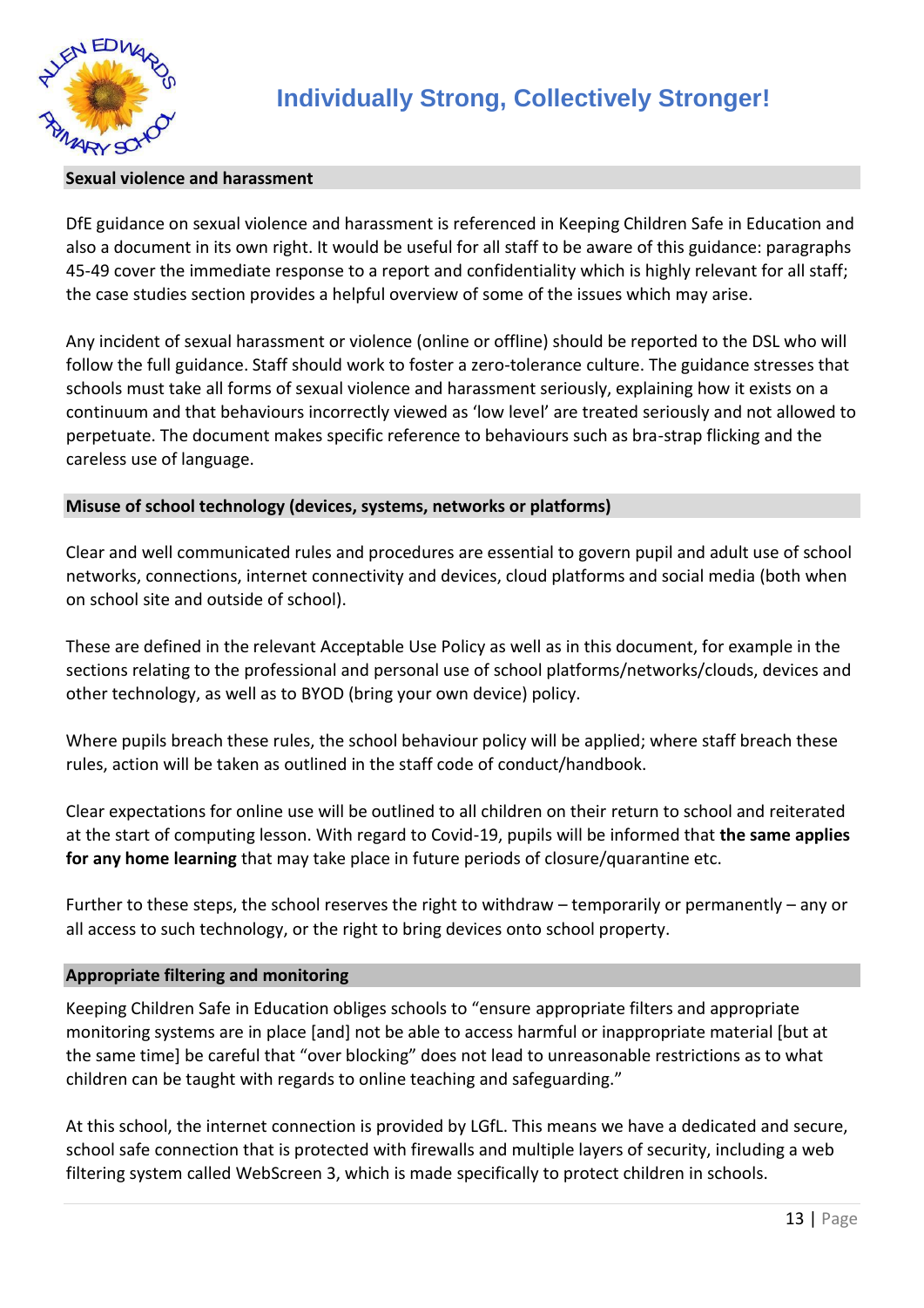## Sexual violence and harassment

DfE guidance on sexual violence and harassment is referenced in Keeping Children Safe in Education and also a document in its own right. It would be useful for all staff to be aware of this guidance: paragraphs 45-49 cover the immediate response to a report and confidentiality which is highly relevant for all staff; the case studies section provides a helpful overview of some of the issues which may arise.

Any incident of sexual harassment or violence (online or offline) should be reported to the DSL who will follow the full guidance. Staff should work to foster a zero-tolerance culture. The guidance stresses that schools must take all forms of sexual violence and harassment seriously, explaining how it exists on a continuum and that behaviours incorrectly viewed as 'low level' are treated seriously and not allowed to perpetuate. The document makes specific reference to behaviours such as bra-strap flicking and the careless use of language.

## Misuse of school technology (devices, systems, networks or platforms)

Clear and well communicated rules and procedures are essential to govern pupil and adult use of school networks, connections, internet connectivity and devices, cloud platforms and social media (both when on school site and outside of school).

These are defined in the relevant Acceptable Use Policy as well as in this document, for example in the sections relating to the professional and personal use of school platforms/networks/clouds, devices and other technology, as well as to BYOD (bring your own device) policy.

Where pupils breach these rules, the school behaviour policy will be applied; where staff breach these rules, action will be taken as outlined in the staff code of conduct/handbook.

Clear expectations for online use will be outlined to all children on their return to school and reiterated at the start of computing lesson. With regard to Covid-19, pupils will be informed that **the same applies for any home learning** that may take place in future periods of closure/quarantine etc.

Further to these steps, the school reserves the right to withdraw – temporarily or permanently – any or all access to such technology, or the right to bring devices onto school property.

## Appropriate filtering and monitoring

Keeping Children Safe in Education obliges schools to "ensure appropriate filters and appropriate monitoring systems are in place [and] not be able to access harmful or inappropriate material [but at the same time] be careful that "over blocking" does not lead to unreasonable restrictions as to what children can be taught with regards to online teaching and safeguarding."

At this school, the internet connection is provided by LGfL. This means we have a dedicated and secure, school safe connection that is protected with firewalls and multiple layers of security, including a web filtering system called WebScreen 3, which is made specifically to protect children in schools.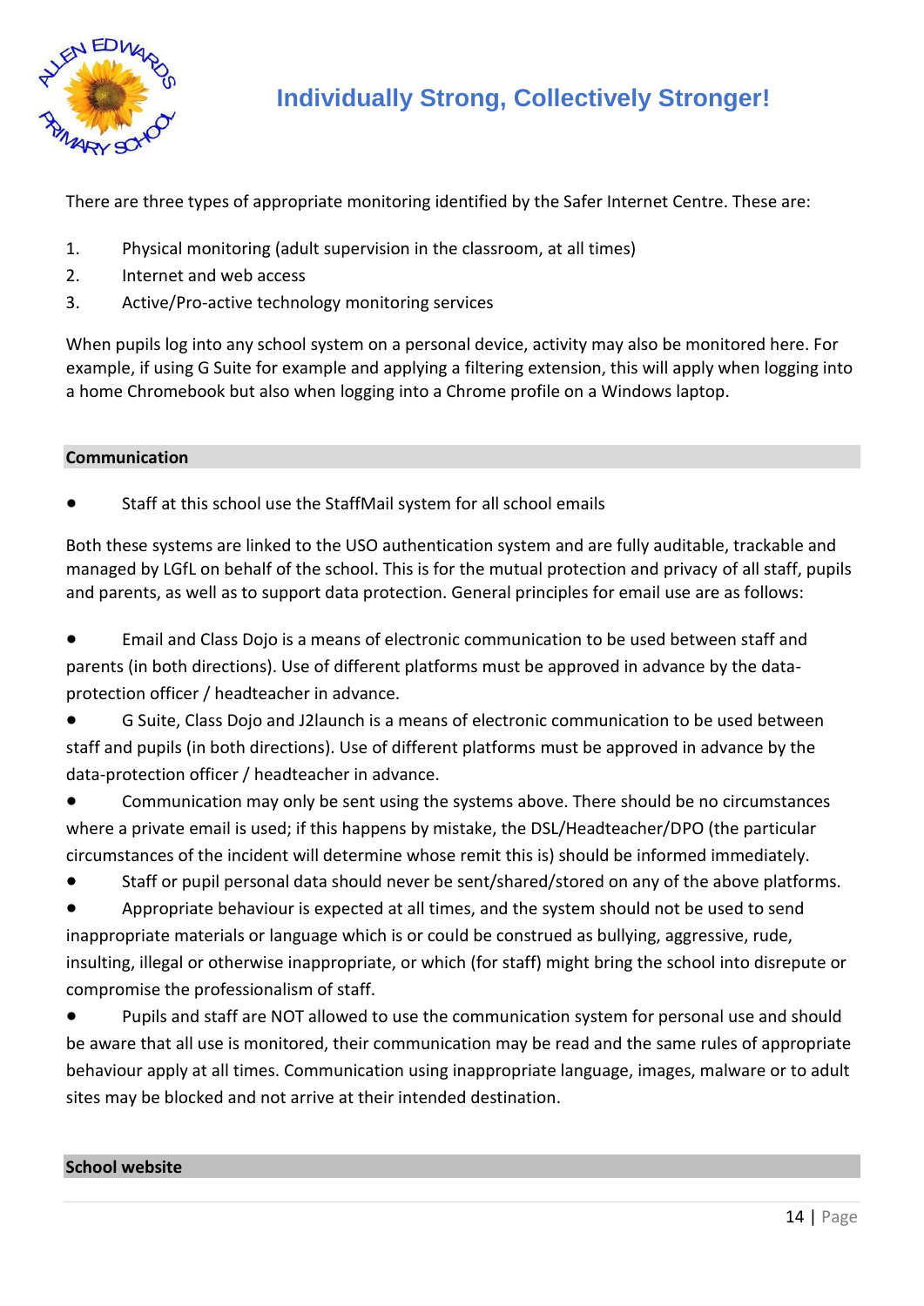There are three types of appropriate monitoring identified by the Safer Internet Centre. These are:

1. Physical monitoring (adult supervision in the classroom, at all times)
2. Internet and web access
3. Active/Pro-active technology monitoring services

When pupils log into any school system on a personal device, activity may also be monitored here. For example, if using G Suite for example and applying a filtering extension, this will apply when logging into a home Chromebook but also when logging into a Chrome profile on a Windows laptop.

## Communication

- Staff at this school use the StaffMail system for all school emails

Both these systems are linked to the USO authentication system and are fully auditable, trackable and managed by LGfL on behalf of the school. This is for the mutual protection and privacy of all staff, pupils and parents, as well as to support data protection. General principles for email use are as follows:

- Email and Class Dojo is a means of electronic communication to be used between staff and parents (in both directions). Use of different platforms must be approved in advance by the data-protection officer / headteacher in advance.
- G Suite, Class Dojo and J2launch is a means of electronic communication to be used between staff and pupils (in both directions). Use of different platforms must be approved in advance by the data-protection officer / headteacher in advance.
- Communication may only be sent using the systems above. There should be no circumstances where a private email is used; if this happens by mistake, the DSL/Headteacher/DPO (the particular circumstances of the incident will determine whose remit this is) should be informed immediately.
- Staff or pupil personal data should never be sent/shared/stored on any of the above platforms.
- Appropriate behaviour is expected at all times, and the system should not be used to send inappropriate materials or language which is or could be construed as bullying, aggressive, rude, insulting, illegal or otherwise inappropriate, or which (for staff) might bring the school into disrepute or compromise the professionalism of staff.
- Pupils and staff are NOT allowed to use the communication system for personal use and should be aware that all use is monitored, their communication may be read and the same rules of appropriate behaviour apply at all times. Communication using inappropriate language, images, malware or to adult sites may be blocked and not arrive at their intended destination.

## School website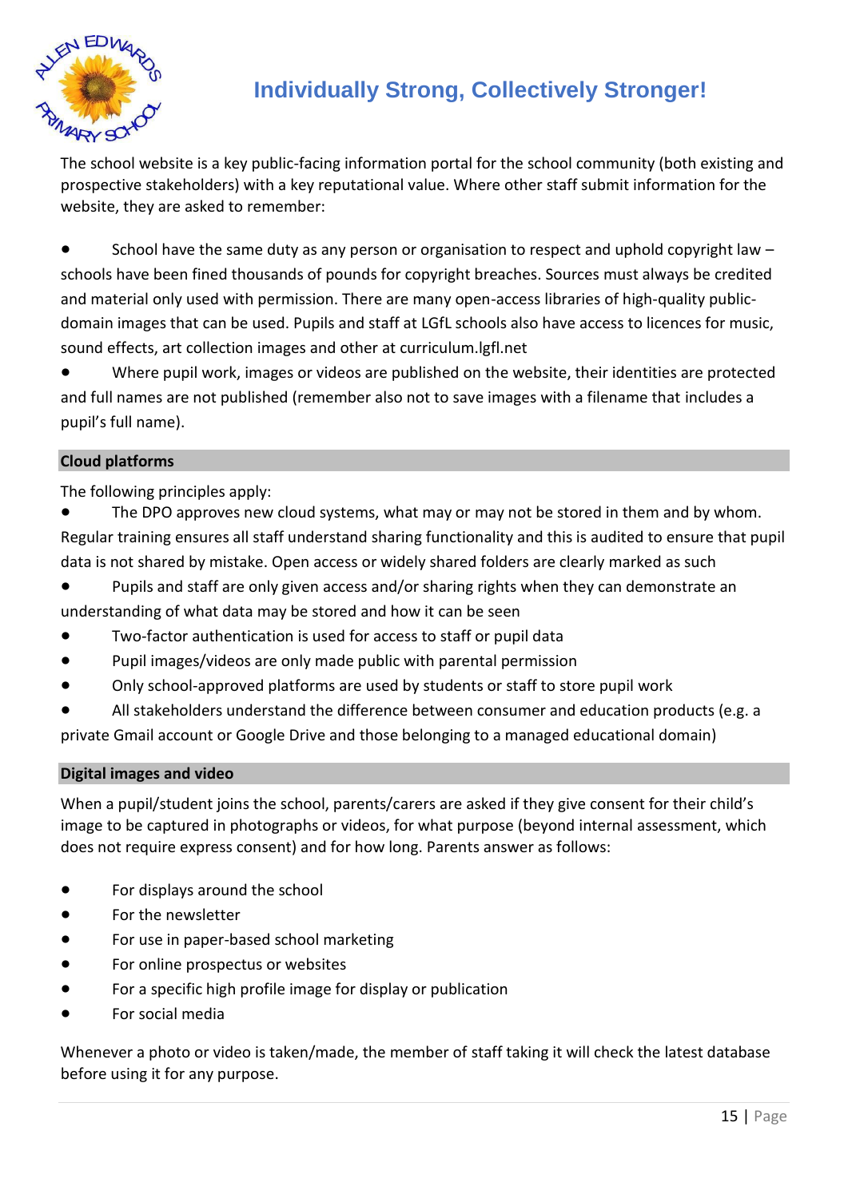The school website is a key public-facing information portal for the school community (both existing and prospective stakeholders) with a key reputational value. Where other staff submit information for the website, they are asked to remember:

- School have the same duty as any person or organisation to respect and uphold copyright law – schools have been fined thousands of pounds for copyright breaches. Sources must always be credited and material only used with permission. There are many open-access libraries of high-quality public-domain images that can be used. Pupils and staff at LGfL schools also have access to licences for music, sound effects, art collection images and other at curriculum.lgfl.net
- Where pupil work, images or videos are published on the website, their identities are protected and full names are not published (remember also not to save images with a filename that includes a pupil's full name).

## Cloud platforms

The following principles apply:

- The DPO approves new cloud systems, what may or may not be stored in them and by whom. Regular training ensures all staff understand sharing functionality and this is audited to ensure that pupil data is not shared by mistake. Open access or widely shared folders are clearly marked as such
- Pupils and staff are only given access and/or sharing rights when they can demonstrate an understanding of what data may be stored and how it can be seen
- Two-factor authentication is used for access to staff or pupil data
- Pupil images/videos are only made public with parental permission
- Only school-approved platforms are used by students or staff to store pupil work
- All stakeholders understand the difference between consumer and education products (e.g. a private Gmail account or Google Drive and those belonging to a managed educational domain)

## Digital images and video

When a pupil/student joins the school, parents/carers are asked if they give consent for their child's image to be captured in photographs or videos, for what purpose (beyond internal assessment, which does not require express consent) and for how long. Parents answer as follows:

- For displays around the school
- For the newsletter
- For use in paper-based school marketing
- For online prospectus or websites
- For a specific high profile image for display or publication
- For social media

Whenever a photo or video is taken/made, the member of staff taking it will check the latest database before using it for any purpose.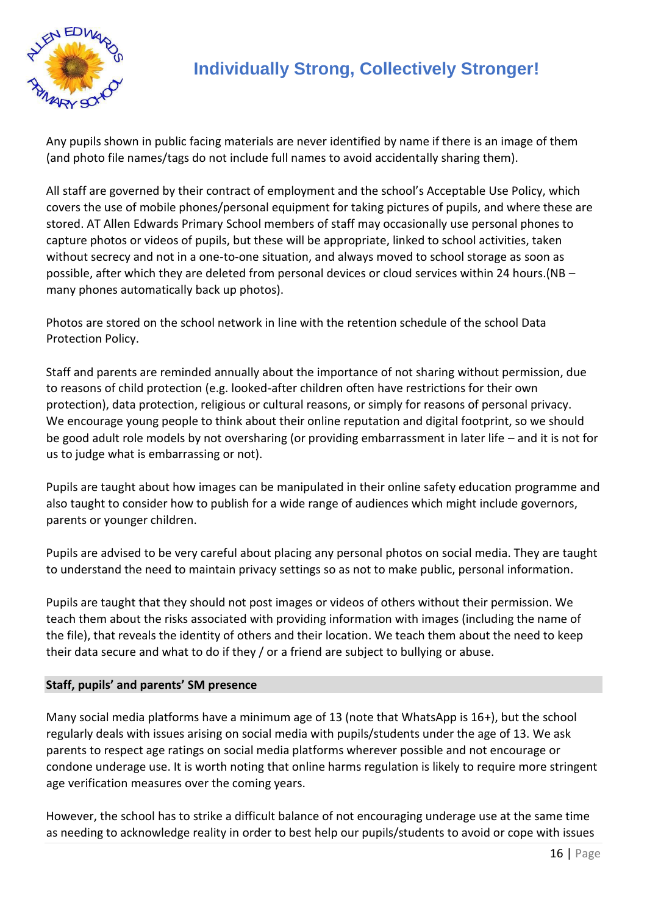Any pupils shown in public facing materials are never identified by name if there is an image of them (and photo file names/tags do not include full names to avoid accidentally sharing them).

All staff are governed by their contract of employment and the school's Acceptable Use Policy, which covers the use of mobile phones/personal equipment for taking pictures of pupils, and where these are stored. AT Allen Edwards Primary School members of staff may occasionally use personal phones to capture photos or videos of pupils, but these will be appropriate, linked to school activities, taken without secrecy and not in a one-to-one situation, and always moved to school storage as soon as possible, after which they are deleted from personal devices or cloud services within 24 hours.(NB – many phones automatically back up photos).

Photos are stored on the school network in line with the retention schedule of the school Data Protection Policy.

Staff and parents are reminded annually about the importance of not sharing without permission, due to reasons of child protection (e.g. looked-after children often have restrictions for their own protection), data protection, religious or cultural reasons, or simply for reasons of personal privacy. We encourage young people to think about their online reputation and digital footprint, so we should be good adult role models by not oversharing (or providing embarrassment in later life – and it is not for us to judge what is embarrassing or not).

Pupils are taught about how images can be manipulated in their online safety education programme and also taught to consider how to publish for a wide range of audiences which might include governors, parents or younger children.

Pupils are advised to be very careful about placing any personal photos on social media. They are taught to understand the need to maintain privacy settings so as not to make public, personal information.

Pupils are taught that they should not post images or videos of others without their permission. We teach them about the risks associated with providing information with images (including the name of the file), that reveals the identity of others and their location. We teach them about the need to keep their data secure and what to do if they / or a friend are subject to bullying or abuse.

## Staff, pupils' and parents' SM presence

Many social media platforms have a minimum age of 13 (note that WhatsApp is 16+), but the school regularly deals with issues arising on social media with pupils/students under the age of 13. We ask parents to respect age ratings on social media platforms wherever possible and not encourage or condone underage use. It is worth noting that online harms regulation is likely to require more stringent age verification measures over the coming years.

However, the school has to strike a difficult balance of not encouraging underage use at the same time as needing to acknowledge reality in order to best help our pupils/students to avoid or cope with issues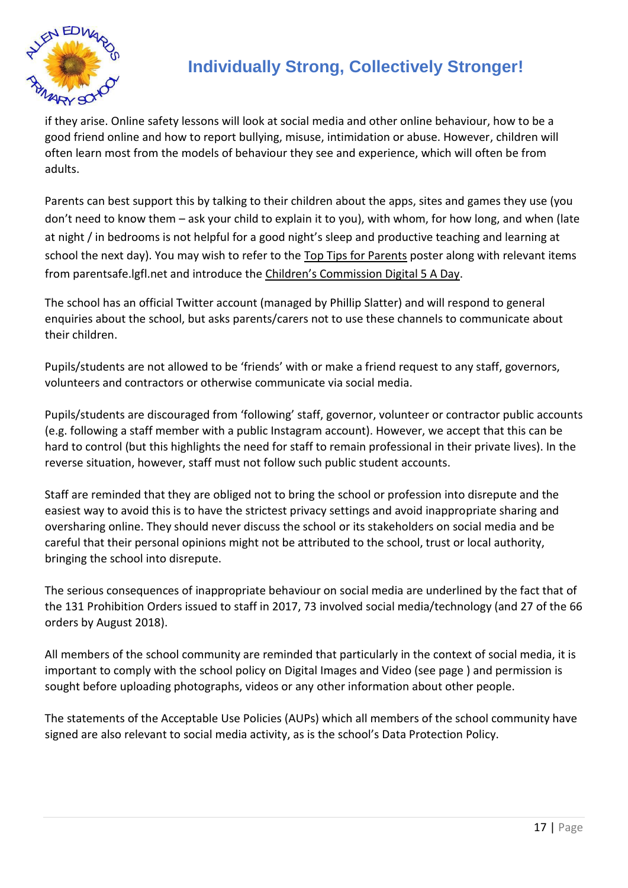if they arise. Online safety lessons will look at social media and other online behaviour, how to be a good friend online and how to report bullying, misuse, intimidation or abuse. However, children will often learn most from the models of behaviour they see and experience, which will often be from adults.

Parents can best support this by talking to their children about the apps, sites and games they use (you don't need to know them – ask your child to explain it to you), with whom, for how long, and when (late at night / in bedrooms is not helpful for a good night's sleep and productive teaching and learning at school the next day). You may wish to refer to the Top Tips for Parents poster along with relevant items from parentsafe.lgfl.net and introduce the Children's Commission Digital 5 A Day.

The school has an official Twitter account (managed by Phillip Slatter) and will respond to general enquiries about the school, but asks parents/carers not to use these channels to communicate about their children.

Pupils/students are not allowed to be 'friends' with or make a friend request to any staff, governors, volunteers and contractors or otherwise communicate via social media.

Pupils/students are discouraged from 'following' staff, governor, volunteer or contractor public accounts (e.g. following a staff member with a public Instagram account). However, we accept that this can be hard to control (but this highlights the need for staff to remain professional in their private lives). In the reverse situation, however, staff must not follow such public student accounts.

Staff are reminded that they are obliged not to bring the school or profession into disrepute and the easiest way to avoid this is to have the strictest privacy settings and avoid inappropriate sharing and oversharing online. They should never discuss the school or its stakeholders on social media and be careful that their personal opinions might not be attributed to the school, trust or local authority, bringing the school into disrepute.

The serious consequences of inappropriate behaviour on social media are underlined by the fact that of the 131 Prohibition Orders issued to staff in 2017, 73 involved social media/technology (and 27 of the 66 orders by August 2018).

All members of the school community are reminded that particularly in the context of social media, it is important to comply with the school policy on Digital Images and Video (see page ) and permission is sought before uploading photographs, videos or any other information about other people.

The statements of the Acceptable Use Policies (AUPs) which all members of the school community have signed are also relevant to social media activity, as is the school's Data Protection Policy.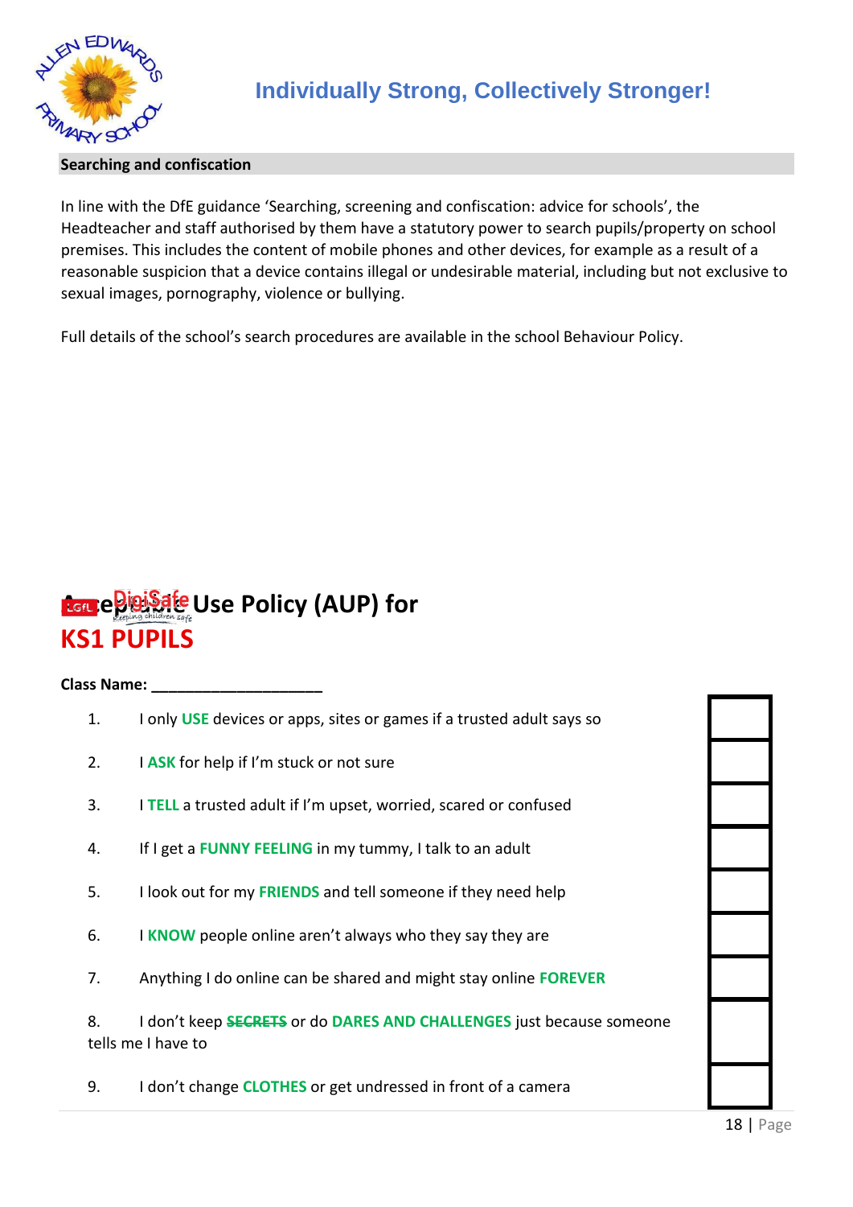## Searching and confiscation

In line with the DfE guidance 'Searching, screening and confiscation: advice for schools', the Headteacher and staff authorised by them have a statutory power to search pupils/property on school premises. This includes the content of mobile phones and other devices, for example as a result of a reasonable suspicion that a device contains illegal or undesirable material, including but not exclusive to sexual images, pornography, violence or bullying.

Full details of the school's search procedures are available in the school Behaviour Policy.

# Acceptable Use Policy (AUP) for KS1 PUPILS

**Class Name:** ____________________

1. I only **USE** devices or apps, sites or games if a trusted adult says so
2. I **ASK** for help if I'm stuck or not sure
3. I **TELL** a trusted adult if I'm upset, worried, scared or confused
4. If I get a **FUNNY FEELING** in my tummy, I talk to an adult
5. I look out for my **FRIENDS** and tell someone if they need help
6. I **KNOW** people online aren't always who they say they are
7. Anything I do online can be shared and might stay online **FOREVER**
8. I don't keep ~~**SECRETS**~~ or do **DARES AND CHALLENGES** just because someone tells me I have to
9. I don't change **CLOTHES** or get undressed in front of a camera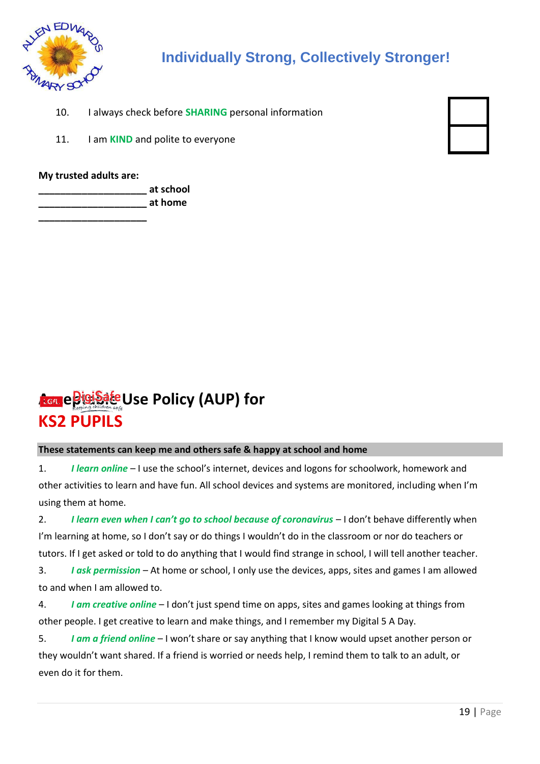10. I always check before **SHARING** personal information

11. I am **KIND** and polite to everyone

**My trusted adults are:**

______________________ at school

______________________ at home

______________________

# Acceptable Use Policy (AUP) for **KS2 PUPILS**

**These statements can keep me and others safe & happy at school and home**

1. ***I learn online*** – I use the school's internet, devices and logons for schoolwork, homework and other activities to learn and have fun. All school devices and systems are monitored, including when I'm using them at home.

2. ***I learn even when I can't go to school because of coronavirus*** – I don't behave differently when I'm learning at home, so I don't say or do things I wouldn't do in the classroom or nor do teachers or tutors. If I get asked or told to do anything that I would find strange in school, I will tell another teacher.

3. ***I ask permission*** – At home or school, I only use the devices, apps, sites and games I am allowed to and when I am allowed to.

4. ***I am creative online*** – I don't just spend time on apps, sites and games looking at things from other people. I get creative to learn and make things, and I remember my Digital 5 A Day.

5. ***I am a friend online*** – I won't share or say anything that I know would upset another person or they wouldn't want shared. If a friend is worried or needs help, I remind them to talk to an adult, or even do it for them.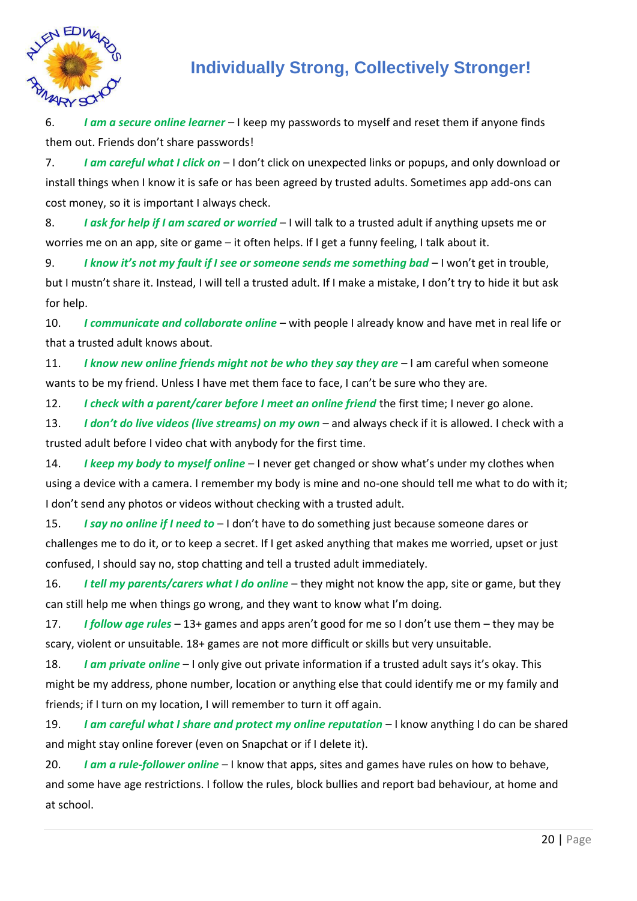6. ***I am a secure online learner*** – I keep my passwords to myself and reset them if anyone finds them out. Friends don't share passwords!

7. ***I am careful what I click on*** – I don't click on unexpected links or popups, and only download or install things when I know it is safe or has been agreed by trusted adults. Sometimes app add-ons can cost money, so it is important I always check.

8. ***I ask for help if I am scared or worried*** – I will talk to a trusted adult if anything upsets me or worries me on an app, site or game – it often helps. If I get a funny feeling, I talk about it.

9. ***I know it's not my fault if I see or someone sends me something bad*** – I won't get in trouble, but I mustn't share it. Instead, I will tell a trusted adult. If I make a mistake, I don't try to hide it but ask for help.

10. ***I communicate and collaborate online*** – with people I already know and have met in real life or that a trusted adult knows about.

11. ***I know new online friends might not be who they say they are*** – I am careful when someone wants to be my friend. Unless I have met them face to face, I can't be sure who they are.

12. ***I check with a parent/carer before I meet an online friend*** the first time; I never go alone.

13. ***I don't do live videos (live streams) on my own*** – and always check if it is allowed. I check with a trusted adult before I video chat with anybody for the first time.

14. ***I keep my body to myself online*** – I never get changed or show what's under my clothes when using a device with a camera. I remember my body is mine and no-one should tell me what to do with it; I don't send any photos or videos without checking with a trusted adult.

15. ***I say no online if I need to*** – I don't have to do something just because someone dares or challenges me to do it, or to keep a secret. If I get asked anything that makes me worried, upset or just confused, I should say no, stop chatting and tell a trusted adult immediately.

16. ***I tell my parents/carers what I do online*** – they might not know the app, site or game, but they can still help me when things go wrong, and they want to know what I'm doing.

17. ***I follow age rules*** – 13+ games and apps aren't good for me so I don't use them – they may be scary, violent or unsuitable. 18+ games are not more difficult or skills but very unsuitable.

18. ***I am private online*** – I only give out private information if a trusted adult says it's okay. This might be my address, phone number, location or anything else that could identify me or my family and friends; if I turn on my location, I will remember to turn it off again.

19. ***I am careful what I share and protect my online reputation*** – I know anything I do can be shared and might stay online forever (even on Snapchat or if I delete it).

20. ***I am a rule-follower online*** – I know that apps, sites and games have rules on how to behave, and some have age restrictions. I follow the rules, block bullies and report bad behaviour, at home and at school.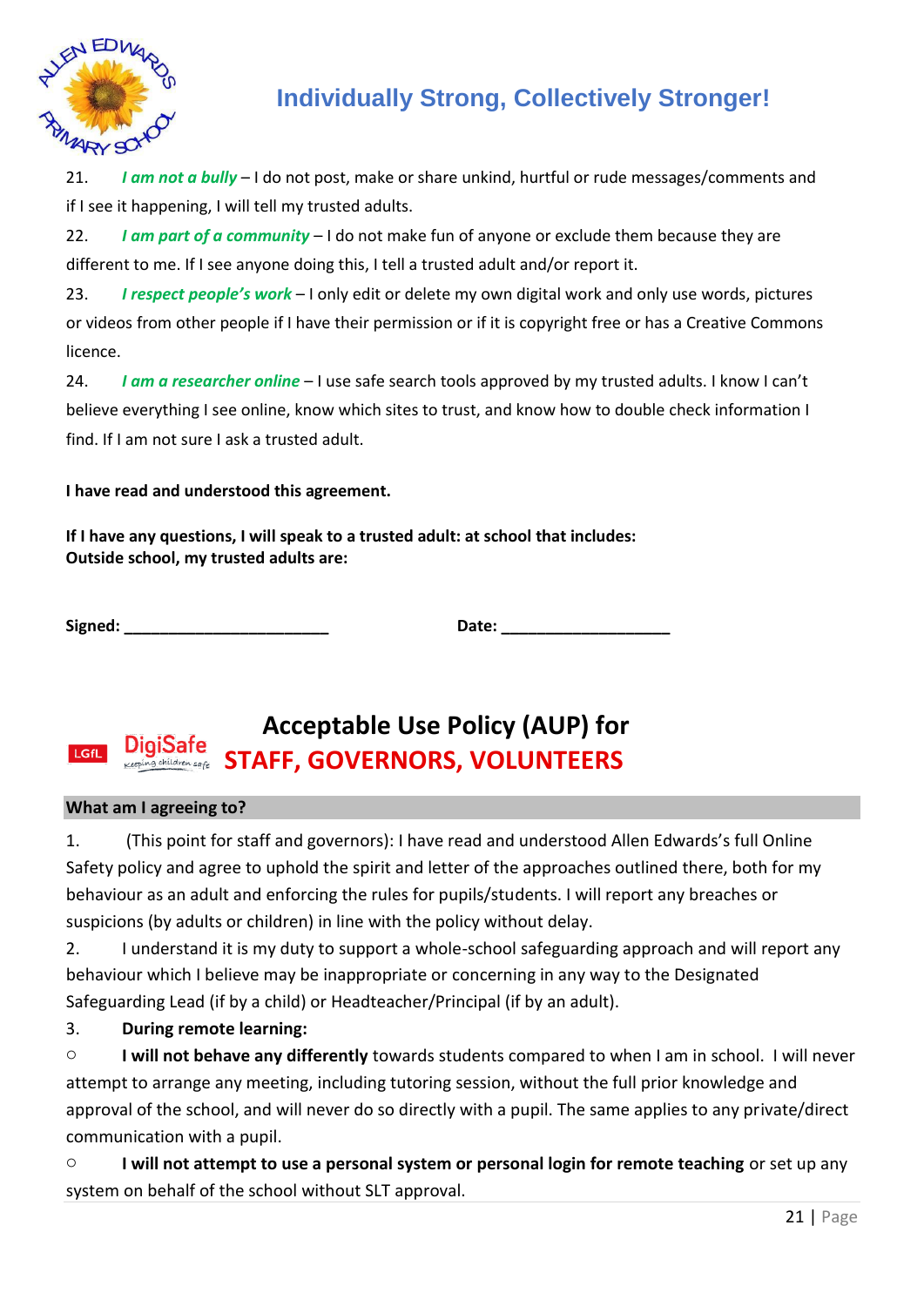21. ***I am not a bully*** – I do not post, make or share unkind, hurtful or rude messages/comments and if I see it happening, I will tell my trusted adults.
22. ***I am part of a community*** – I do not make fun of anyone or exclude them because they are different to me. If I see anyone doing this, I tell a trusted adult and/or report it.
23. ***I respect people's work*** – I only edit or delete my own digital work and only use words, pictures or videos from other people if I have their permission or if it is copyright free or has a Creative Commons licence.
24. ***I am a researcher online*** – I use safe search tools approved by my trusted adults. I know I can't believe everything I see online, know which sites to trust, and know how to double check information I find. If I am not sure I ask a trusted adult.

**I have read and understood this agreement.**

**If I have any questions, I will speak to a trusted adult: at school that includes:**
**Outside school, my trusted adults are:**

**Signed: _______________________** **Date: ___________________**

# Acceptable Use Policy (AUP) for STAFF, GOVERNORS, VOLUNTEERS

**What am I agreeing to?**

1. (This point for staff and governors): I have read and understood Allen Edwards's full Online Safety policy and agree to uphold the spirit and letter of the approaches outlined there, both for my behaviour as an adult and enforcing the rules for pupils/students. I will report any breaches or suspicions (by adults or children) in line with the policy without delay.
2. I understand it is my duty to support a whole-school safeguarding approach and will report any behaviour which I believe may be inappropriate or concerning in any way to the Designated Safeguarding Lead (if by a child) or Headteacher/Principal (if by an adult).
3. **During remote learning:**
   - **I will not behave any differently** towards students compared to when I am in school. I will never attempt to arrange any meeting, including tutoring session, without the full prior knowledge and approval of the school, and will never do so directly with a pupil. The same applies to any private/direct communication with a pupil.
   - **I will not attempt to use a personal system or personal login for remote teaching** or set up any system on behalf of the school without SLT approval.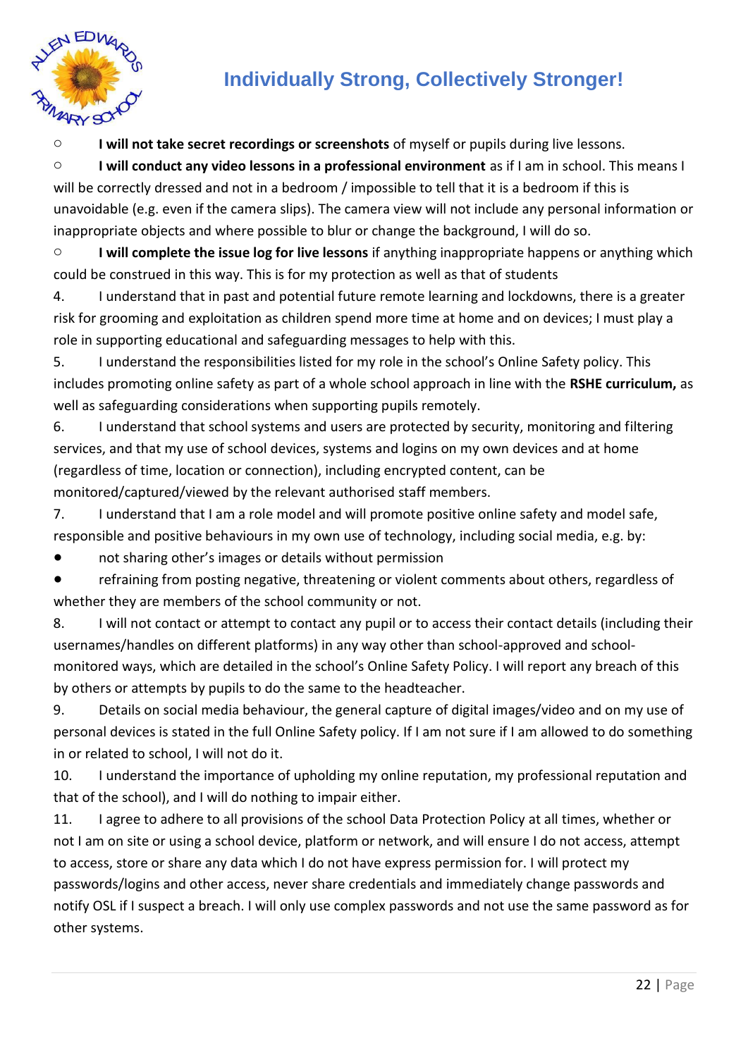- **I will not take secret recordings or screenshots** of myself or pupils during live lessons.
- **I will conduct any video lessons in a professional environment** as if I am in school. This means I will be correctly dressed and not in a bedroom / impossible to tell that it is a bedroom if this is unavoidable (e.g. even if the camera slips). The camera view will not include any personal information or inappropriate objects and where possible to blur or change the background, I will do so.
- **I will complete the issue log for live lessons** if anything inappropriate happens or anything which could be construed in this way. This is for my protection as well as that of students

4. I understand that in past and potential future remote learning and lockdowns, there is a greater risk for grooming and exploitation as children spend more time at home and on devices; I must play a role in supporting educational and safeguarding messages to help with this.
5. I understand the responsibilities listed for my role in the school's Online Safety policy. This includes promoting online safety as part of a whole school approach in line with the **RSHE curriculum,** as well as safeguarding considerations when supporting pupils remotely.
6. I understand that school systems and users are protected by security, monitoring and filtering services, and that my use of school devices, systems and logins on my own devices and at home (regardless of time, location or connection), including encrypted content, can be monitored/captured/viewed by the relevant authorised staff members.
7. I understand that I am a role model and will promote positive online safety and model safe, responsible and positive behaviours in my own use of technology, including social media, e.g. by:
   - not sharing other's images or details without permission
   - refraining from posting negative, threatening or violent comments about others, regardless of whether they are members of the school community or not.
8. I will not contact or attempt to contact any pupil or to access their contact details (including their usernames/handles on different platforms) in any way other than school-approved and school-monitored ways, which are detailed in the school's Online Safety Policy. I will report any breach of this by others or attempts by pupils to do the same to the headteacher.
9. Details on social media behaviour, the general capture of digital images/video and on my use of personal devices is stated in the full Online Safety policy. If I am not sure if I am allowed to do something in or related to school, I will not do it.
10. I understand the importance of upholding my online reputation, my professional reputation and that of the school), and I will do nothing to impair either.
11. I agree to adhere to all provisions of the school Data Protection Policy at all times, whether or not I am on site or using a school device, platform or network, and will ensure I do not access, attempt to access, store or share any data which I do not have express permission for. I will protect my passwords/logins and other access, never share credentials and immediately change passwords and notify OSL if I suspect a breach. I will only use complex passwords and not use the same password as for other systems.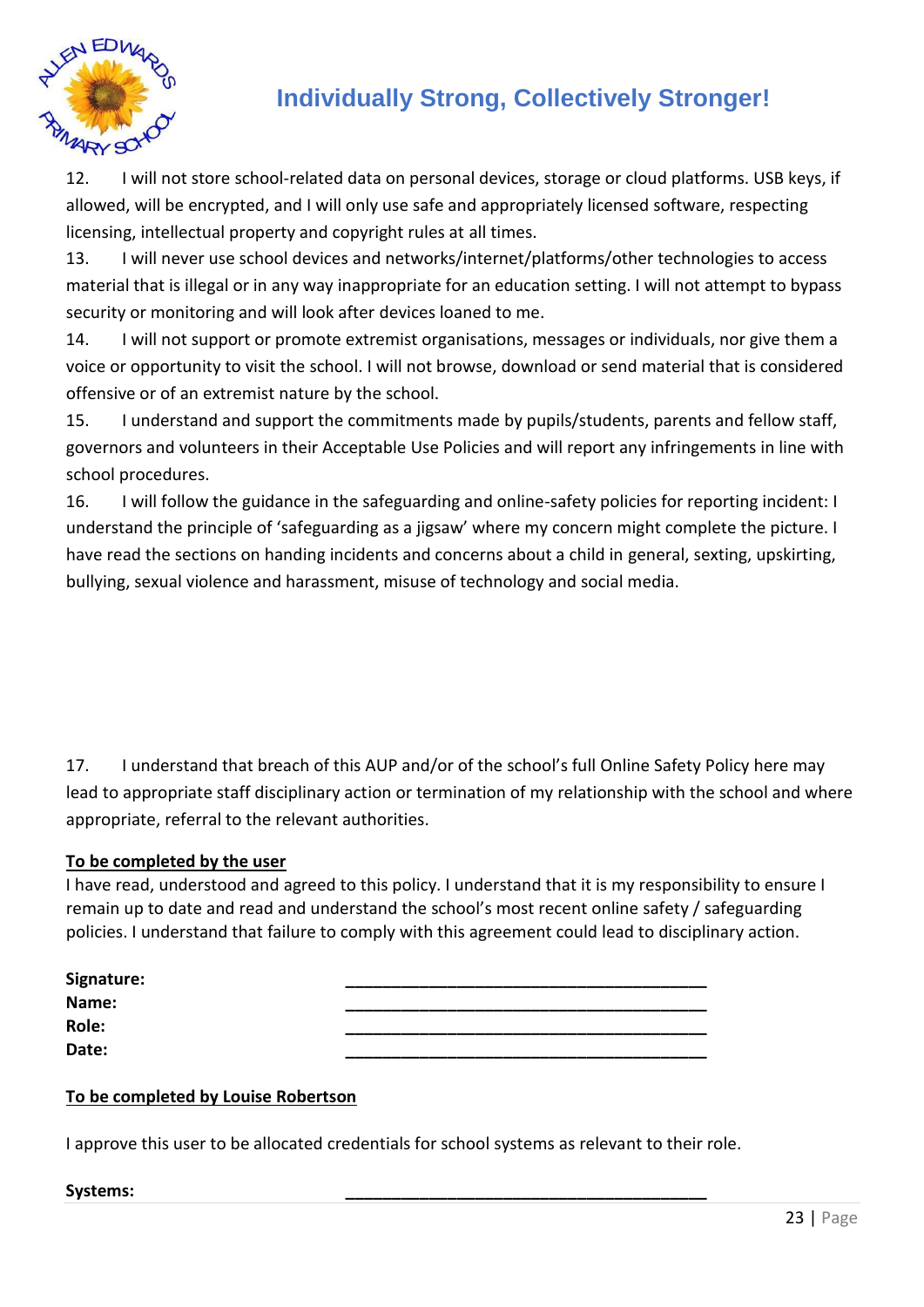12. I will not store school-related data on personal devices, storage or cloud platforms. USB keys, if allowed, will be encrypted, and I will only use safe and appropriately licensed software, respecting licensing, intellectual property and copyright rules at all times.

13. I will never use school devices and networks/internet/platforms/other technologies to access material that is illegal or in any way inappropriate for an education setting. I will not attempt to bypass security or monitoring and will look after devices loaned to me.

14. I will not support or promote extremist organisations, messages or individuals, nor give them a voice or opportunity to visit the school. I will not browse, download or send material that is considered offensive or of an extremist nature by the school.

15. I understand and support the commitments made by pupils/students, parents and fellow staff, governors and volunteers in their Acceptable Use Policies and will report any infringements in line with school procedures.

16. I will follow the guidance in the safeguarding and online-safety policies for reporting incident: I understand the principle of 'safeguarding as a jigsaw' where my concern might complete the picture. I have read the sections on handing incidents and concerns about a child in general, sexting, upskirting, bullying, sexual violence and harassment, misuse of technology and social media.

17. I understand that breach of this AUP and/or of the school's full Online Safety Policy here may lead to appropriate staff disciplinary action or termination of my relationship with the school and where appropriate, referral to the relevant authorities.

**To be completed by the user**

I have read, understood and agreed to this policy. I understand that it is my responsibility to ensure I remain up to date and read and understand the school's most recent online safety / safeguarding policies. I understand that failure to comply with this agreement could lead to disciplinary action.

**Signature:** ________________________________________

**Name:** ________________________________________

**Role:** ________________________________________

**Date:** ________________________________________

**To be completed by Louise Robertson**

I approve this user to be allocated credentials for school systems as relevant to their role.

**Systems:** ________________________________________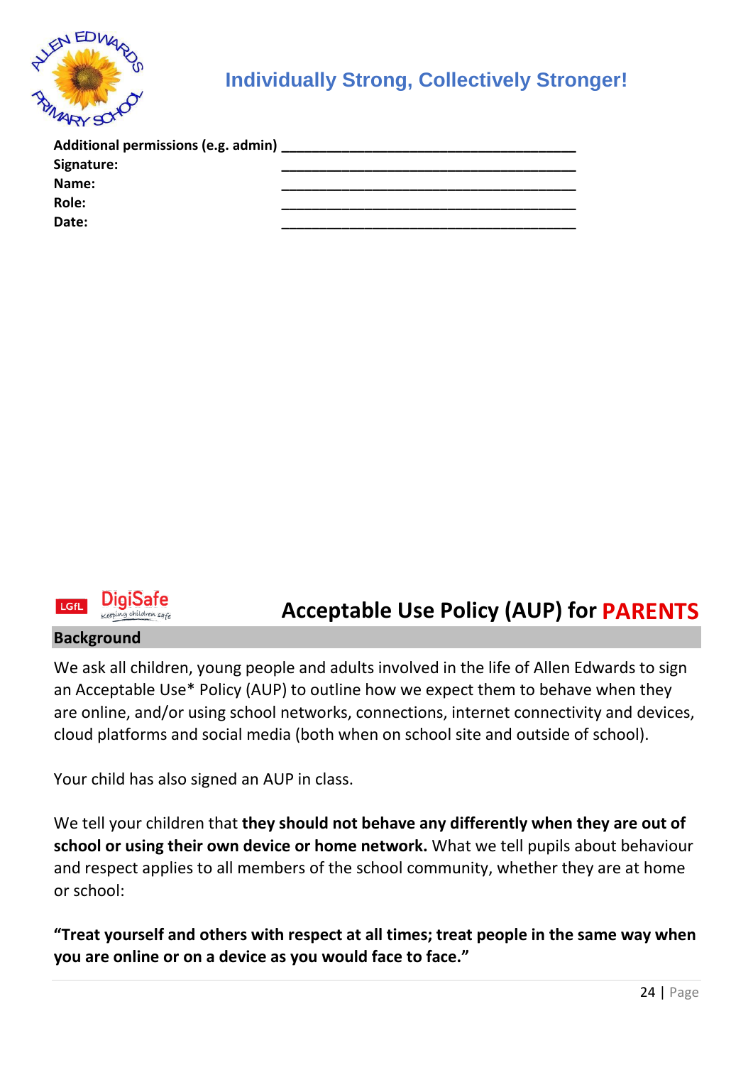Additional permissions (e.g. admin) ________________________________________
**Signature:** ________________________________________
**Name:** ________________________________________
**Role:** ________________________________________
**Date:** ________________________________________

LGfL DigiSafe *keeping children safe*

# Acceptable Use Policy (AUP) for PARENTS

## Background

We ask all children, young people and adults involved in the life of Allen Edwards to sign an Acceptable Use* Policy (AUP) to outline how we expect them to behave when they are online, and/or using school networks, connections, internet connectivity and devices, cloud platforms and social media (both when on school site and outside of school).

Your child has also signed an AUP in class.

We tell your children that **they should not behave any differently when they are out of school or using their own device or home network.** What we tell pupils about behaviour and respect applies to all members of the school community, whether they are at home or school:

**"Treat yourself and others with respect at all times; treat people in the same way when you are online or on a device as you would face to face."**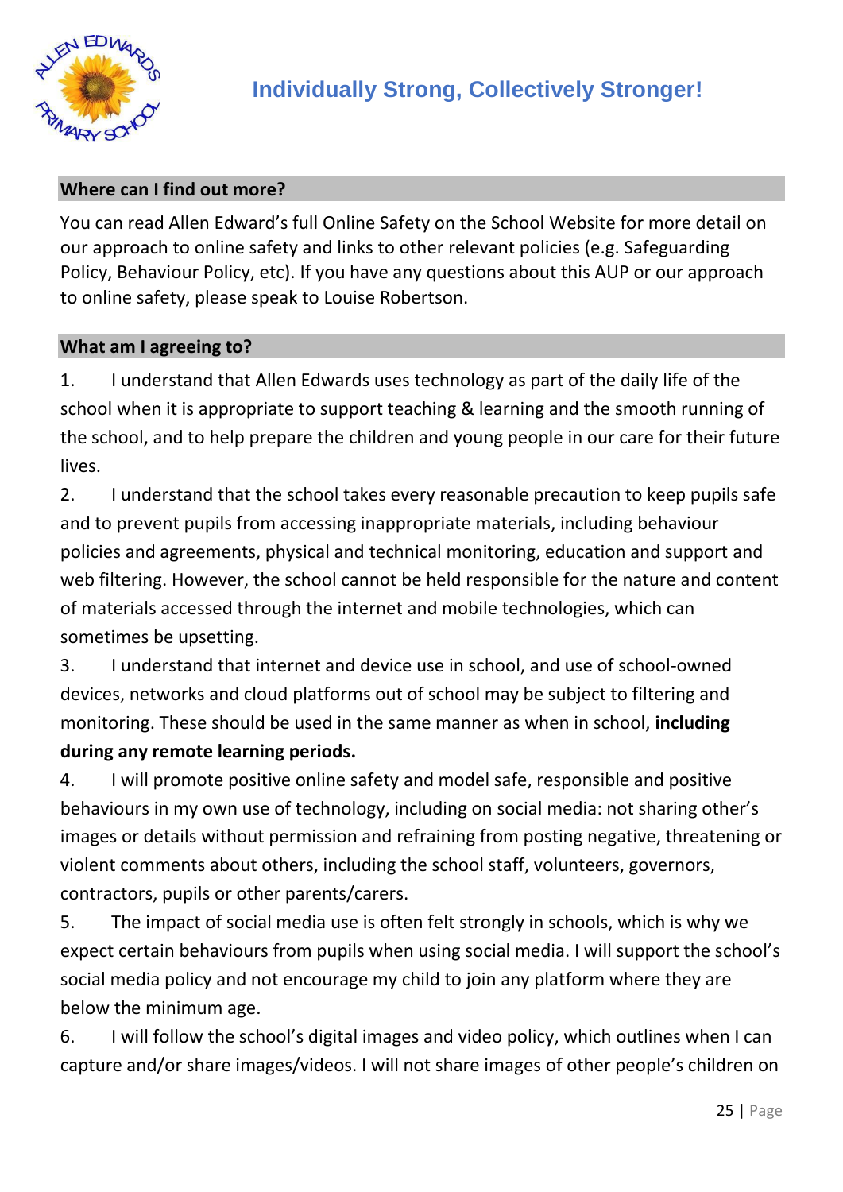**Where can I find out more?**

You can read Allen Edward's full Online Safety on the School Website for more detail on our approach to online safety and links to other relevant policies (e.g. Safeguarding Policy, Behaviour Policy, etc). If you have any questions about this AUP or our approach to online safety, please speak to Louise Robertson.

**What am I agreeing to?**

1. I understand that Allen Edwards uses technology as part of the daily life of the school when it is appropriate to support teaching & learning and the smooth running of the school, and to help prepare the children and young people in our care for their future lives.
2. I understand that the school takes every reasonable precaution to keep pupils safe and to prevent pupils from accessing inappropriate materials, including behaviour policies and agreements, physical and technical monitoring, education and support and web filtering. However, the school cannot be held responsible for the nature and content of materials accessed through the internet and mobile technologies, which can sometimes be upsetting.
3. I understand that internet and device use in school, and use of school-owned devices, networks and cloud platforms out of school may be subject to filtering and monitoring. These should be used in the same manner as when in school, **including during any remote learning periods.**
4. I will promote positive online safety and model safe, responsible and positive behaviours in my own use of technology, including on social media: not sharing other's images or details without permission and refraining from posting negative, threatening or violent comments about others, including the school staff, volunteers, governors, contractors, pupils or other parents/carers.
5. The impact of social media use is often felt strongly in schools, which is why we expect certain behaviours from pupils when using social media. I will support the school's social media policy and not encourage my child to join any platform where they are below the minimum age.
6. I will follow the school's digital images and video policy, which outlines when I can capture and/or share images/videos. I will not share images of other people's children on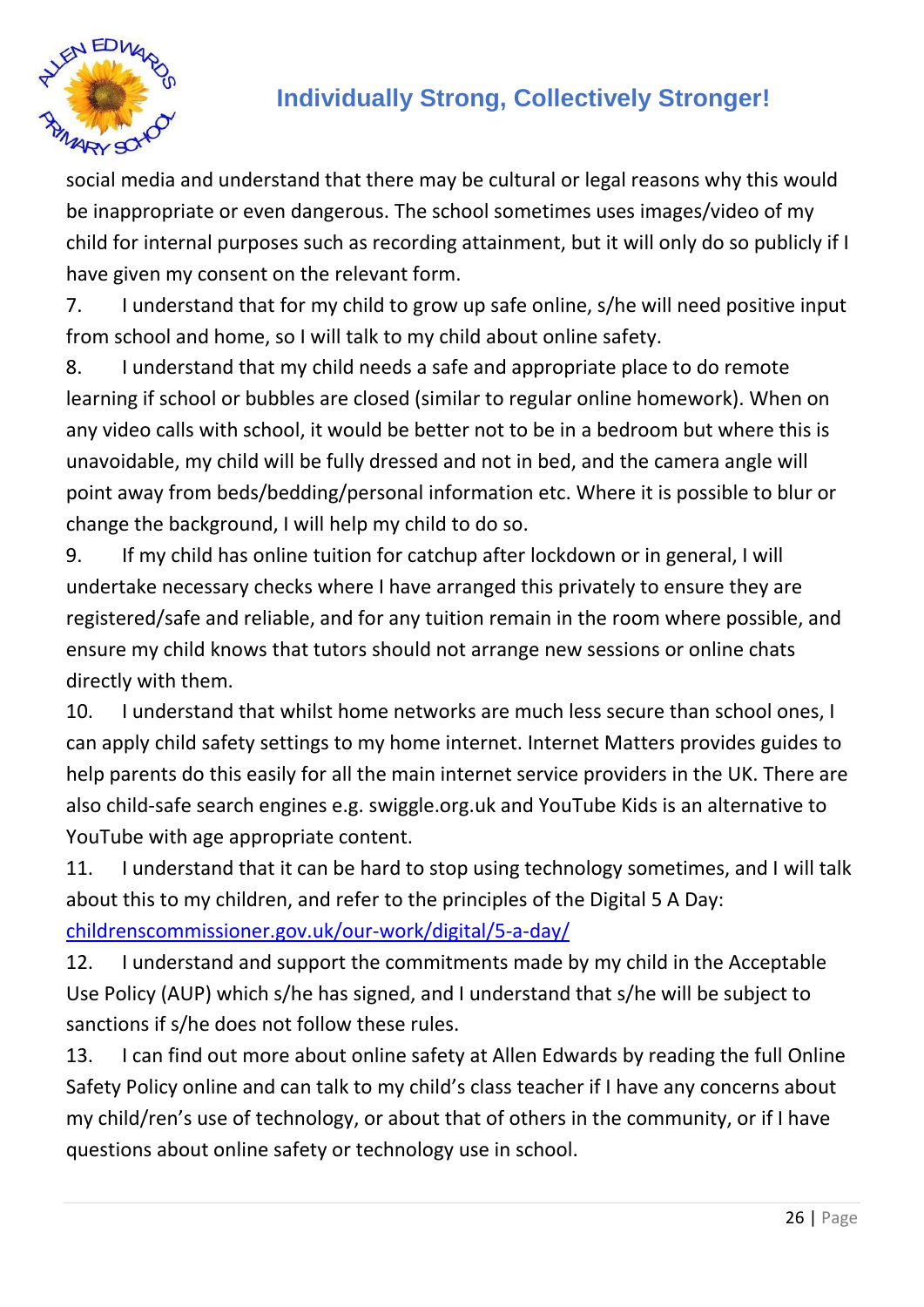social media and understand that there may be cultural or legal reasons why this would be inappropriate or even dangerous. The school sometimes uses images/video of my child for internal purposes such as recording attainment, but it will only do so publicly if I have given my consent on the relevant form.

7. I understand that for my child to grow up safe online, s/he will need positive input from school and home, so I will talk to my child about online safety.

8. I understand that my child needs a safe and appropriate place to do remote learning if school or bubbles are closed (similar to regular online homework). When on any video calls with school, it would be better not to be in a bedroom but where this is unavoidable, my child will be fully dressed and not in bed, and the camera angle will point away from beds/bedding/personal information etc. Where it is possible to blur or change the background, I will help my child to do so.

9. If my child has online tuition for catchup after lockdown or in general, I will undertake necessary checks where I have arranged this privately to ensure they are registered/safe and reliable, and for any tuition remain in the room where possible, and ensure my child knows that tutors should not arrange new sessions or online chats directly with them.

10. I understand that whilst home networks are much less secure than school ones, I can apply child safety settings to my home internet. Internet Matters provides guides to help parents do this easily for all the main internet service providers in the UK. There are also child-safe search engines e.g. swiggle.org.uk and YouTube Kids is an alternative to YouTube with age appropriate content.

11. I understand that it can be hard to stop using technology sometimes, and I will talk about this to my children, and refer to the principles of the Digital 5 A Day: childrenscommissioner.gov.uk/our-work/digital/5-a-day/

12. I understand and support the commitments made by my child in the Acceptable Use Policy (AUP) which s/he has signed, and I understand that s/he will be subject to sanctions if s/he does not follow these rules.

13. I can find out more about online safety at Allen Edwards by reading the full Online Safety Policy online and can talk to my child's class teacher if I have any concerns about my child/ren's use of technology, or about that of others in the community, or if I have questions about online safety or technology use in school.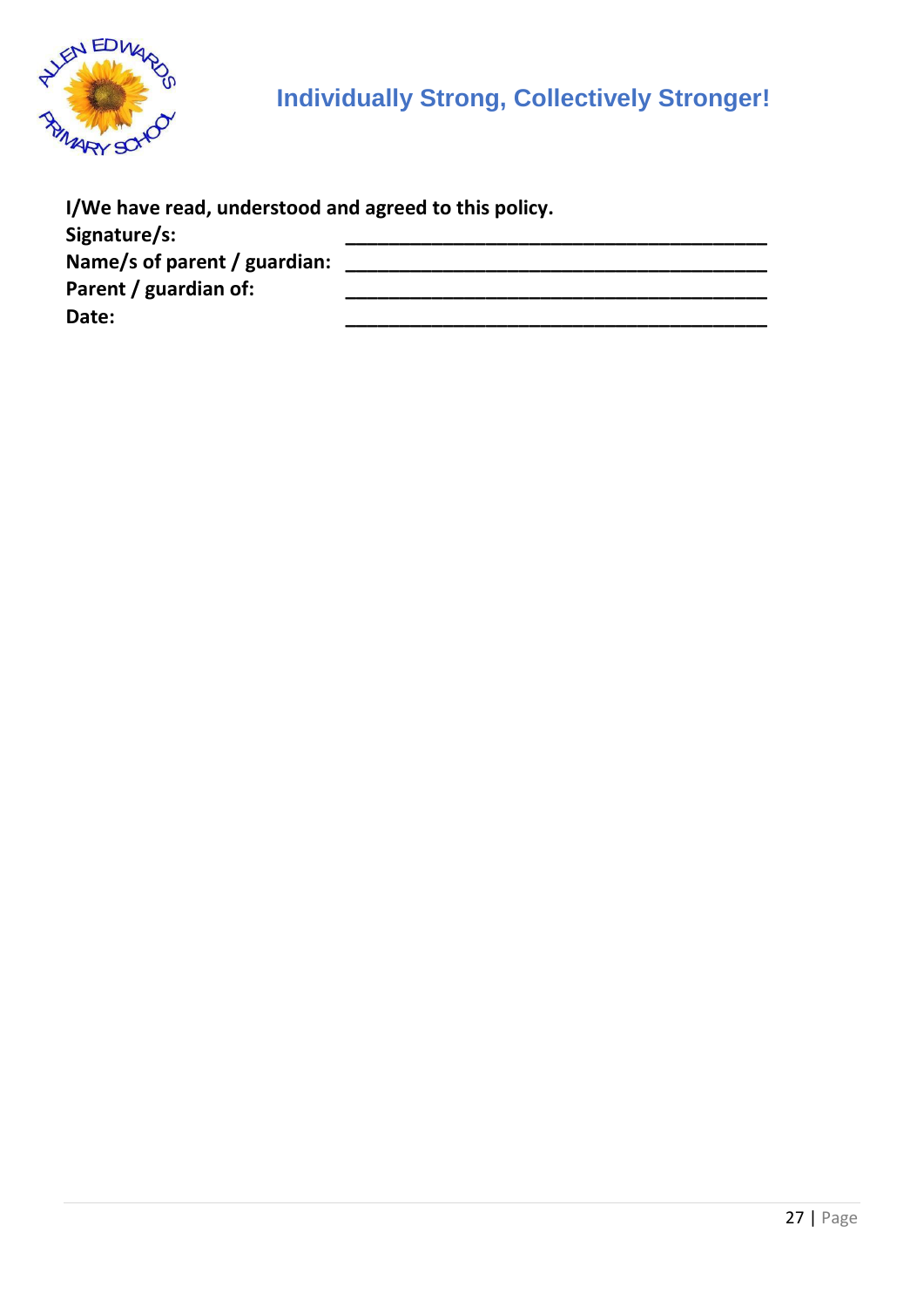**Individually Strong, Collectively Stronger!**

**I/We have read, understood and agreed to this policy.**

**Signature/s:** ________________________________________

**Name/s of parent / guardian:** ________________________________________

**Parent / guardian of:** ________________________________________

**Date:** ________________________________________